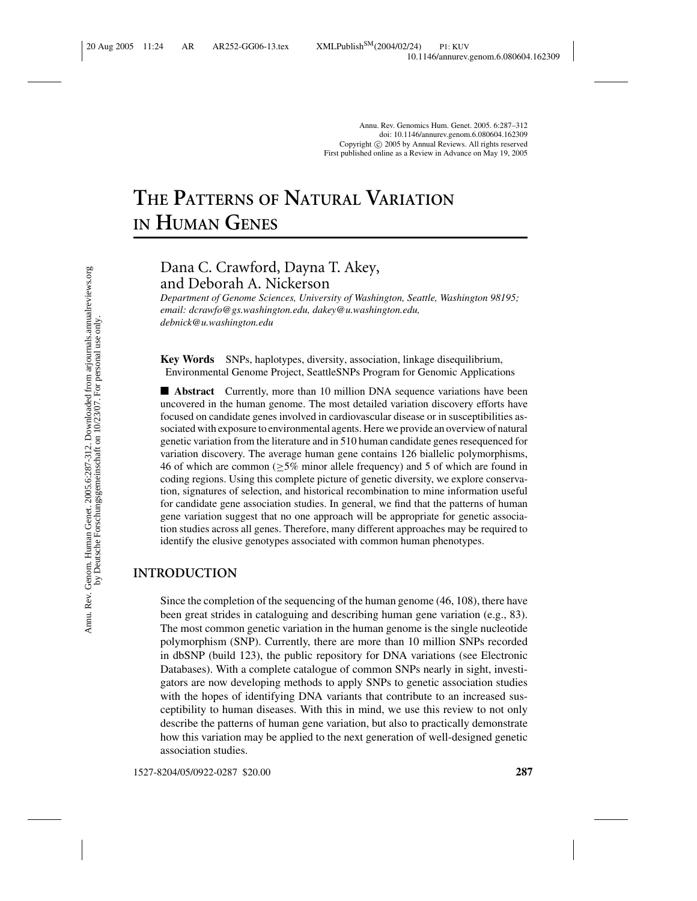# The Patterns of Natural Variation in Human Genes

Dana C. Crawford, Dayna T. Akey, and Deborah A. Nickerson

*Department of Genome Sciences, University of Washington, Seattle, Washington 98195; email: dcrawfo@gs.washington.edu, dakey@u.washington.edu, debnick@u.washington.edu*

**Key Words** SNPs, haplotypes, diversity, association, linkage disequilibrium, Environmental Genome Project, SeattleSNPs Program for Genomic Applications

■ **Abstract** Currently, more than 10 million DNA sequence variations have been uncovered in the human genome. The most detailed variation discovery efforts have focused on candidate genes involved in cardiovascular disease or in susceptibilities associated with exposure to environmental agents. Here we provide an overview of natural genetic variation from the literature and in 510 human candidate genes resequenced for variation discovery. The average human gene contains 126 biallelic polymorphisms, 46 of which are common ($\geq$5% minor allele frequency) and 5 of which are found in coding regions. Using this complete picture of genetic diversity, we explore conservation, signatures of selection, and historical recombination to mine information useful for candidate gene association studies. In general, we find that the patterns of human gene variation suggest that no one approach will be appropriate for genetic association studies across all genes. Therefore, many different approaches may be required to identify the elusive genotypes associated with common human phenotypes.

## INTRODUCTION

Since the completion of the sequencing of the human genome (46, 108), there have been great strides in cataloguing and describing human gene variation (e.g., 83). The most common genetic variation in the human genome is the single nucleotide polymorphism (SNP). Currently, there are more than 10 million SNPs recorded in dbSNP (build 123), the public repository for DNA variations (see Electronic Databases). With a complete catalogue of common SNPs nearly in sight, investigators are now developing methods to apply SNPs to genetic association studies with the hopes of identifying DNA variants that contribute to an increased susceptibility to human diseases. With this in mind, we use this review to not only describe the patterns of human gene variation, but also to practically demonstrate how this variation may be applied to the next generation of well-designed genetic association studies.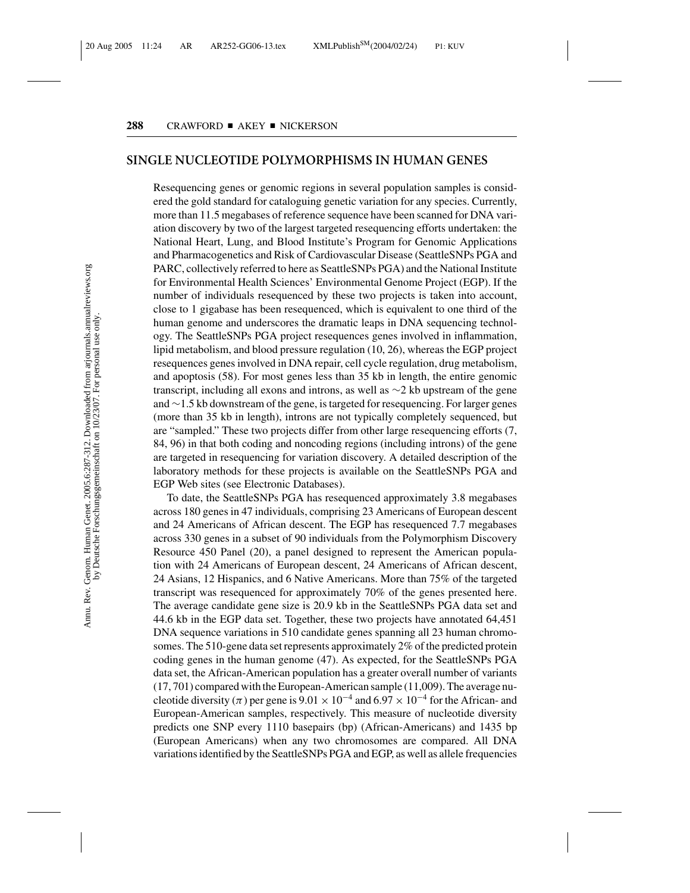## SINGLE NUCLEOTIDE POLYMORPHISMS IN HUMAN GENES

Resequencing genes or genomic regions in several population samples is considered the gold standard for cataloguing genetic variation for any species. Currently, more than 11.5 megabases of reference sequence have been scanned for DNA variation discovery by two of the largest targeted resequencing efforts undertaken: the National Heart, Lung, and Blood Institute's Program for Genomic Applications and Pharmacogenetics and Risk of Cardiovascular Disease (SeattleSNPs PGA and PARC, collectively referred to here as SeattleSNPs PGA) and the National Institute for Environmental Health Sciences' Environmental Genome Project (EGP). If the number of individuals resequenced by these two projects is taken into account, close to 1 gigabase has been resequenced, which is equivalent to one third of the human genome and underscores the dramatic leaps in DNA sequencing technology. The SeattleSNPs PGA project resequences genes involved in inflammation, lipid metabolism, and blood pressure regulation (10, 26), whereas the EGP project resequences genes involved in DNA repair, cell cycle regulation, drug metabolism, and apoptosis (58). For most genes less than 35 kb in length, the entire genomic transcript, including all exons and introns, as well as ∼2 kb upstream of the gene and ∼1.5 kb downstream of the gene, is targeted for resequencing. For larger genes (more than 35 kb in length), introns are not typically completely sequenced, but are "sampled." These two projects differ from other large resequencing efforts (7, 84, 96) in that both coding and noncoding regions (including introns) of the gene are targeted in resequencing for variation discovery. A detailed description of the laboratory methods for these projects is available on the SeattleSNPs PGA and EGP Web sites (see Electronic Databases).

To date, the SeattleSNPs PGA has resequenced approximately 3.8 megabases across 180 genes in 47 individuals, comprising 23 Americans of European descent and 24 Americans of African descent. The EGP has resequenced 7.7 megabases across 330 genes in a subset of 90 individuals from the Polymorphism Discovery Resource 450 Panel (20), a panel designed to represent the American population with 24 Americans of European descent, 24 Americans of African descent, 24 Asians, 12 Hispanics, and 6 Native Americans. More than 75% of the targeted transcript was resequenced for approximately 70% of the genes presented here. The average candidate gene size is 20.9 kb in the SeattleSNPs PGA data set and 44.6 kb in the EGP data set. Together, these two projects have annotated 64,451 DNA sequence variations in 510 candidate genes spanning all 23 human chromosomes. The 510-gene data set represents approximately 2% of the predicted protein coding genes in the human genome (47). As expected, for the SeattleSNPs PGA data set, the African-American population has a greater overall number of variants (17,701) compared with the European-American sample (11,009). The average nucleotide diversity ($\pi$) per gene is $9.01 \times 10^{-4}$ and $6.97 \times 10^{-4}$ for the African- and European-American samples, respectively. This measure of nucleotide diversity predicts one SNP every 1110 basepairs (bp) (African-Americans) and 1435 bp (European Americans) when any two chromosomes are compared. All DNA variations identified by the SeattleSNPs PGA and EGP, as well as allele frequencies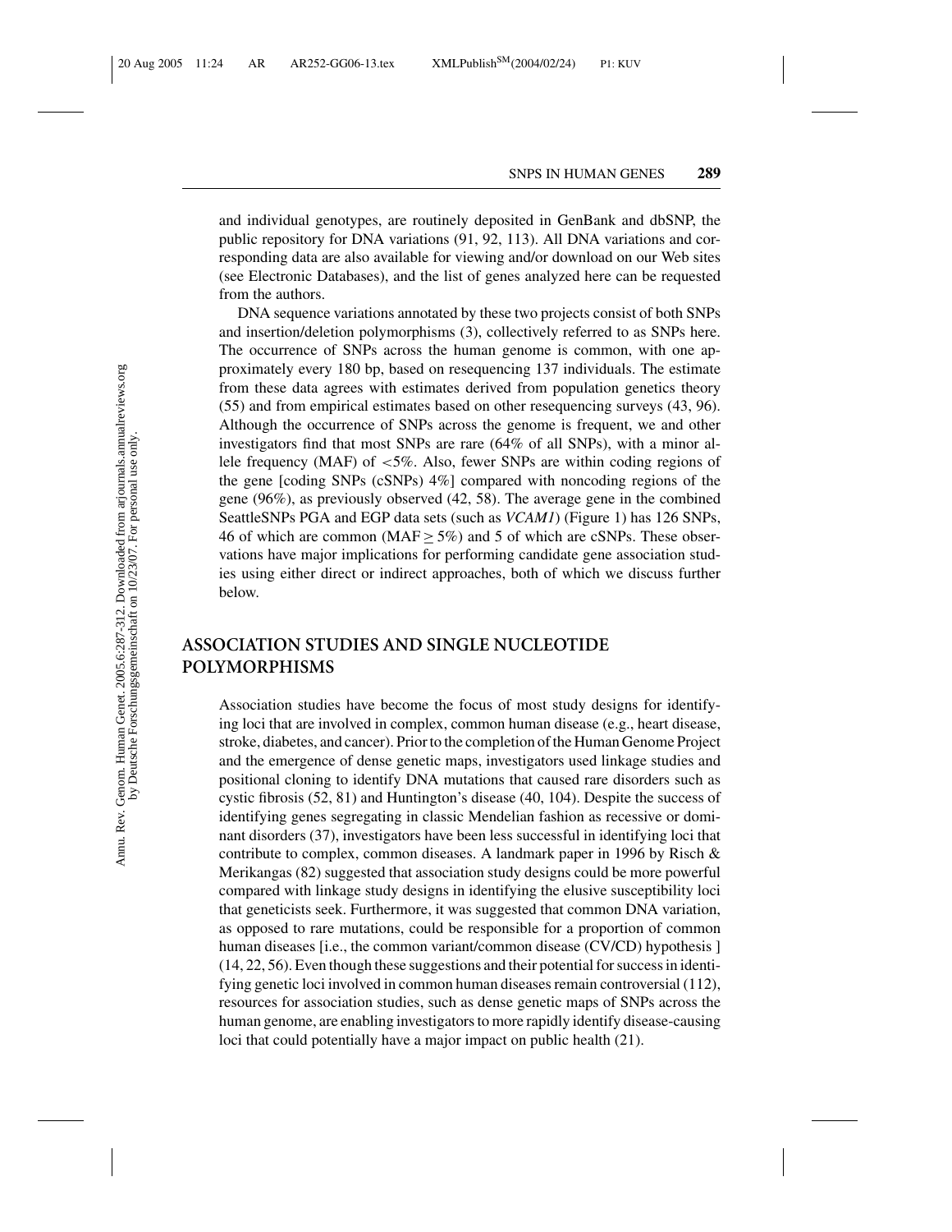and individual genotypes, are routinely deposited in GenBank and dbSNP, the public repository for DNA variations (91, 92, 113). All DNA variations and corresponding data are also available for viewing and/or download on our Web sites (see Electronic Databases), and the list of genes analyzed here can be requested from the authors.

DNA sequence variations annotated by these two projects consist of both SNPs and insertion/deletion polymorphisms (3), collectively referred to as SNPs here. The occurrence of SNPs across the human genome is common, with one approximately every 180 bp, based on resequencing 137 individuals. The estimate from these data agrees with estimates derived from population genetics theory (55) and from empirical estimates based on other resequencing surveys (43, 96). Although the occurrence of SNPs across the genome is frequent, we and other investigators find that most SNPs are rare (64% of all SNPs), with a minor allele frequency (MAF) of <5%. Also, fewer SNPs are within coding regions of the gene [coding SNPs (cSNPs) 4%] compared with noncoding regions of the gene (96%), as previously observed (42, 58). The average gene in the combined SeattleSNPs PGA and EGP data sets (such as *VCAM1*) (Figure 1) has 126 SNPs, 46 of which are common (MAF $\geq$ 5%) and 5 of which are cSNPs. These observations have major implications for performing candidate gene association studies using either direct or indirect approaches, both of which we discuss further below.

## ASSOCIATION STUDIES AND SINGLE NUCLEOTIDE POLYMORPHISMS

Association studies have become the focus of most study designs for identifying loci that are involved in complex, common human disease (e.g., heart disease, stroke, diabetes, and cancer). Prior to the completion of the Human Genome Project and the emergence of dense genetic maps, investigators used linkage studies and positional cloning to identify DNA mutations that caused rare disorders such as cystic fibrosis (52, 81) and Huntington's disease (40, 104). Despite the success of identifying genes segregating in classic Mendelian fashion as recessive or dominant disorders (37), investigators have been less successful in identifying loci that contribute to complex, common diseases. A landmark paper in 1996 by Risch & Merikangas (82) suggested that association study designs could be more powerful compared with linkage study designs in identifying the elusive susceptibility loci that geneticists seek. Furthermore, it was suggested that common DNA variation, as opposed to rare mutations, could be responsible for a proportion of common human diseases [i.e., the common variant/common disease (CV/CD) hypothesis ] (14, 22, 56). Even though these suggestions and their potential for success in identifying genetic loci involved in common human diseases remain controversial (112), resources for association studies, such as dense genetic maps of SNPs across the human genome, are enabling investigators to more rapidly identify disease-causing loci that could potentially have a major impact on public health (21).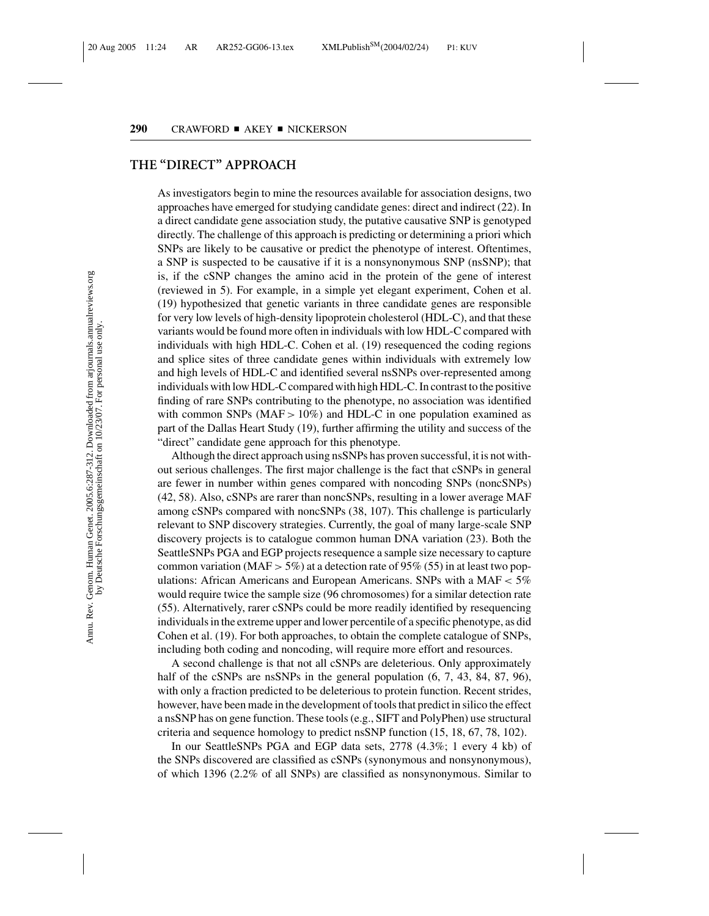## THE "DIRECT" APPROACH

As investigators begin to mine the resources available for association designs, two approaches have emerged for studying candidate genes: direct and indirect (22). In a direct candidate gene association study, the putative causative SNP is genotyped directly. The challenge of this approach is predicting or determining a priori which SNPs are likely to be causative or predict the phenotype of interest. Oftentimes, a SNP is suspected to be causative if it is a nonsynonymous SNP (nsSNP); that is, if the cSNP changes the amino acid in the protein of the gene of interest (reviewed in 5). For example, in a simple yet elegant experiment, Cohen et al. (19) hypothesized that genetic variants in three candidate genes are responsible for very low levels of high-density lipoprotein cholesterol (HDL-C), and that these variants would be found more often in individuals with low HDL-C compared with individuals with high HDL-C. Cohen et al. (19) resequenced the coding regions and splice sites of three candidate genes within individuals with extremely low and high levels of HDL-C and identified several nsSNPs over-represented among individuals with low HDL-C compared with high HDL-C. In contrast to the positive finding of rare SNPs contributing to the phenotype, no association was identified with common SNPs (MAF $> 10\%$) and HDL-C in one population examined as part of the Dallas Heart Study (19), further affirming the utility and success of the "direct" candidate gene approach for this phenotype.

Although the direct approach using nsSNPs has proven successful, it is not without serious challenges. The first major challenge is the fact that cSNPs in general are fewer in number within genes compared with noncoding SNPs (noncSNPs) (42, 58). Also, cSNPs are rarer than noncSNPs, resulting in a lower average MAF among cSNPs compared with noncSNPs (38, 107). This challenge is particularly relevant to SNP discovery strategies. Currently, the goal of many large-scale SNP discovery projects is to catalogue common human DNA variation (23). Both the SeattleSNPs PGA and EGP projects resequence a sample size necessary to capture common variation (MAF $> 5\%$) at a detection rate of 95% (55) in at least two populations: African Americans and European Americans. SNPs with a MAF $< 5\%$ would require twice the sample size (96 chromosomes) for a similar detection rate (55). Alternatively, rarer cSNPs could be more readily identified by resequencing individuals in the extreme upper and lower percentile of a specific phenotype, as did Cohen et al. (19). For both approaches, to obtain the complete catalogue of SNPs, including both coding and noncoding, will require more effort and resources.

A second challenge is that not all cSNPs are deleterious. Only approximately half of the cSNPs are nsSNPs in the general population (6, 7, 43, 84, 87, 96), with only a fraction predicted to be deleterious to protein function. Recent strides, however, have been made in the development of tools that predict in silico the effect a nsSNP has on gene function. These tools (e.g., SIFT and PolyPhen) use structural criteria and sequence homology to predict nsSNP function (15, 18, 67, 78, 102).

In our SeattleSNPs PGA and EGP data sets, 2778 (4.3%; 1 every 4 kb) of the SNPs discovered are classified as cSNPs (synonymous and nonsynonymous), of which 1396 (2.2% of all SNPs) are classified as nonsynonymous. Similar to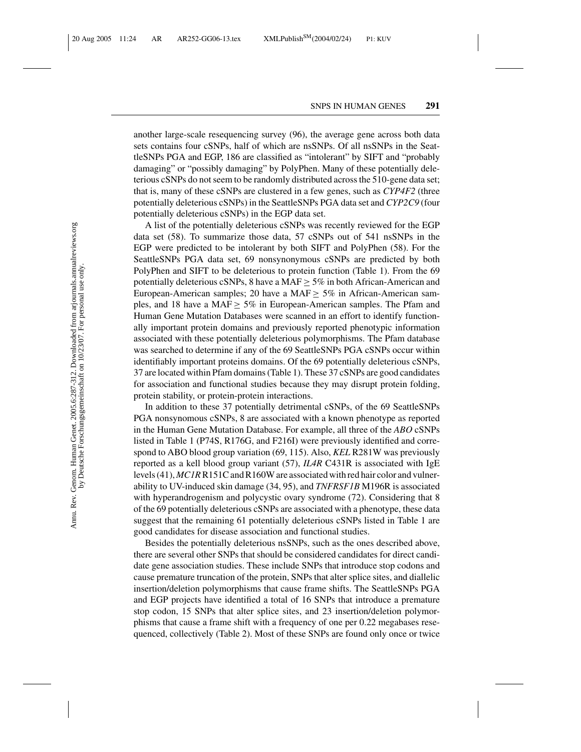another large-scale resequencing survey (96), the average gene across both data sets contains four cSNPs, half of which are nsSNPs. Of all nsSNPs in the SeattleSNPs PGA and EGP, 186 are classified as "intolerant" by SIFT and "probably damaging" or "possibly damaging" by PolyPhen. Many of these potentially deleterious cSNPs do not seem to be randomly distributed across the 510-gene data set; that is, many of these cSNPs are clustered in a few genes, such as *CYP4F2* (three potentially deleterious cSNPs) in the SeattleSNPs PGA data set and *CYP2C9* (four potentially deleterious cSNPs) in the EGP data set.

A list of the potentially deleterious cSNPs was recently reviewed for the EGP data set (58). To summarize those data, 57 cSNPs out of 541 nsSNPs in the EGP were predicted to be intolerant by both SIFT and PolyPhen (58). For the SeattleSNPs PGA data set, 69 nonsynonymous cSNPs are predicted by both PolyPhen and SIFT to be deleterious to protein function (Table 1). From the 69 potentially deleterious cSNPs, 8 have a MAF $\geq$ 5% in both African-American and European-American samples; 20 have a MAF $\geq$ 5% in African-American samples, and 18 have a MAF $\geq$ 5% in European-American samples. The Pfam and Human Gene Mutation Databases were scanned in an effort to identify functionally important protein domains and previously reported phenotypic information associated with these potentially deleterious polymorphisms. The Pfam database was searched to determine if any of the 69 SeattleSNPs PGA cSNPs occur within identifiably important proteins domains. Of the 69 potentially deleterious cSNPs, 37 are located within Pfam domains (Table 1). These 37 cSNPs are good candidates for association and functional studies because they may disrupt protein folding, protein stability, or protein-protein interactions.

In addition to these 37 potentially detrimental cSNPs, of the 69 SeattleSNPs PGA nonsynomous cSNPs, 8 are associated with a known phenotype as reported in the Human Gene Mutation Database. For example, all three of the *ABO* cSNPs listed in Table 1 (P74S, R176G, and F216I) were previously identified and correspond to ABO blood group variation (69, 115). Also, *KEL* R281W was previously reported as a kell blood group variant (57), *IL4R* C431R is associated with IgE levels (41), *MC1R* R151C and R160W are associated with red hair color and vulnerability to UV-induced skin damage (34, 95), and *TNFRSF1B* M196R is associated with hyperandrogenism and polycystic ovary syndrome (72). Considering that 8 of the 69 potentially deleterious cSNPs are associated with a phenotype, these data suggest that the remaining 61 potentially deleterious cSNPs listed in Table 1 are good candidates for disease association and functional studies.

Besides the potentially deleterious nsSNPs, such as the ones described above, there are several other SNPs that should be considered candidates for direct candidate gene association studies. These include SNPs that introduce stop codons and cause premature truncation of the protein, SNPs that alter splice sites, and diallelic insertion/deletion polymorphisms that cause frame shifts. The SeattleSNPs PGA and EGP projects have identified a total of 16 SNPs that introduce a premature stop codon, 15 SNPs that alter splice sites, and 23 insertion/deletion polymorphisms that cause a frame shift with a frequency of one per 0.22 megabases resequenced, collectively (Table 2). Most of these SNPs are found only once or twice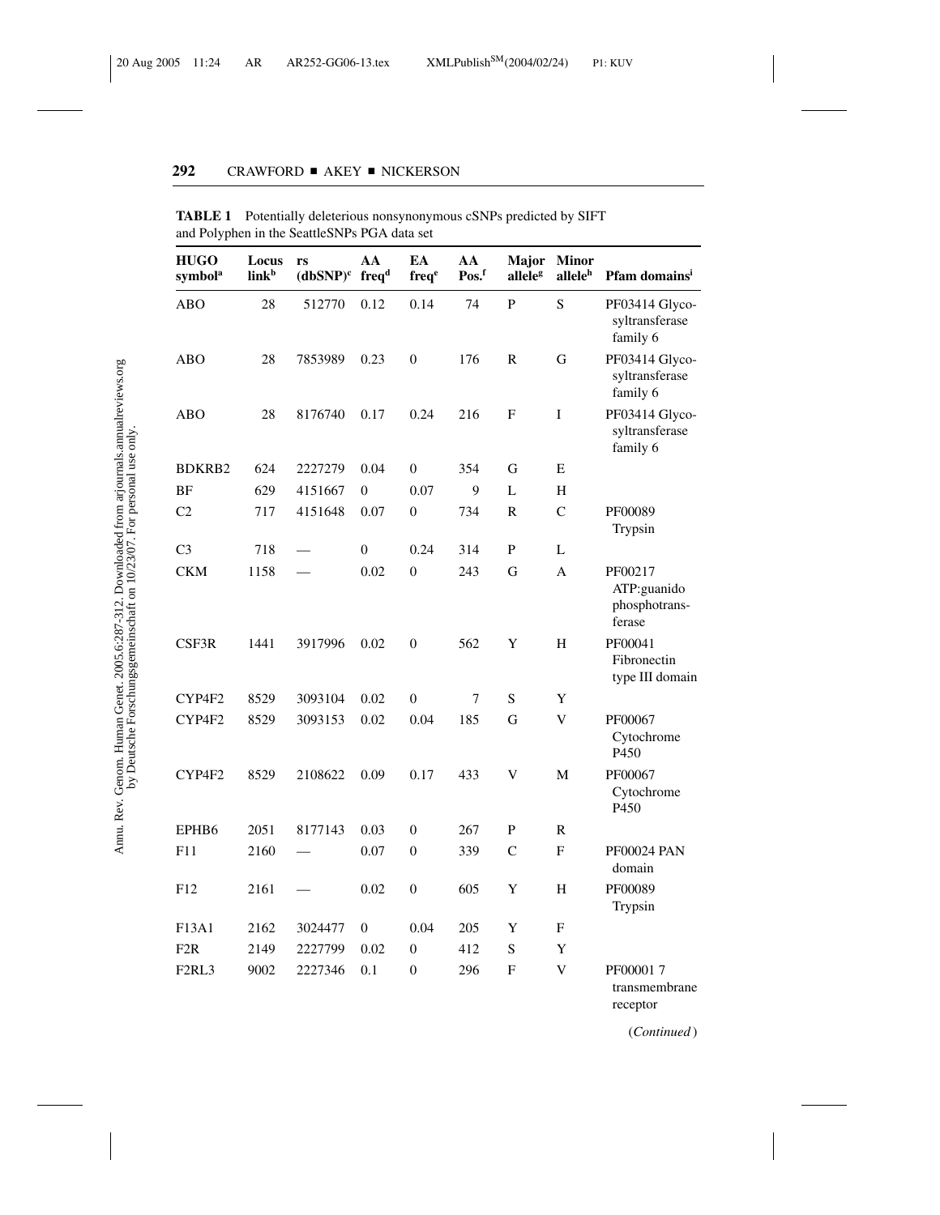**TABLE 1** Potentially deleterious nonsynonymous cSNPs predicted by SIFT and Polyphen in the SeattleSNPs PGA data set

| HUGO symbol[a] | Locus link[b] | rs (dbSNP)[c] | AA freq[d] | EA freq[e] | AA Pos.[f] | Major allele[g] | Minor allele[h] | Pfam domains[i] |
|---|---|---|---|---|---|---|---|---|
| ABO | 28 | 512770 | 0.12 | 0.14 | 74 | P | S | PF03414 Glycosyltransferase family 6 |
| ABO | 28 | 7853989 | 0.23 | 0 | 176 | R | G | PF03414 Glycosyltransferase family 6 |
| ABO | 28 | 8176740 | 0.17 | 0.24 | 216 | F | I | PF03414 Glycosyltransferase family 6 |
| BDKRB2 | 624 | 2227279 | 0.04 | 0 | 354 | G | E | |
| BF | 629 | 4151667 | 0 | 0.07 | 9 | L | H | |
| C2 | 717 | 4151648 | 0.07 | 0 | 734 | R | C | PF00089 Trypsin |
| C3 | 718 | — | 0 | 0.24 | 314 | P | L | |
| CKM | 1158 | — | 0.02 | 0 | 243 | G | A | PF00217 ATP:guanido phosphotransferase |
| CSF3R | 1441 | 3917996 | 0.02 | 0 | 562 | Y | H | PF00041 Fibronectin type III domain |
| CYP4F2 | 8529 | 3093104 | 0.02 | 0 | 7 | S | Y | |
| CYP4F2 | 8529 | 3093153 | 0.02 | 0.04 | 185 | G | V | PF00067 Cytochrome P450 |
| CYP4F2 | 8529 | 2108622 | 0.09 | 0.17 | 433 | V | M | PF00067 Cytochrome P450 |
| EPHB6 | 2051 | 8177143 | 0.03 | 0 | 267 | P | R | |
| F11 | 2160 | — | 0.07 | 0 | 339 | C | F | PF00024 PAN domain |
| F12 | 2161 | — | 0.02 | 0 | 605 | Y | H | PF00089 Trypsin |
| F13A1 | 2162 | 3024477 | 0 | 0.04 | 205 | Y | F | |
| F2R | 2149 | 2227799 | 0.02 | 0 | 412 | S | Y | |
| F2RL3 | 9002 | 2227346 | 0.1 | 0 | 296 | F | V | PF00001 7 transmembrane receptor |

(*Continued*)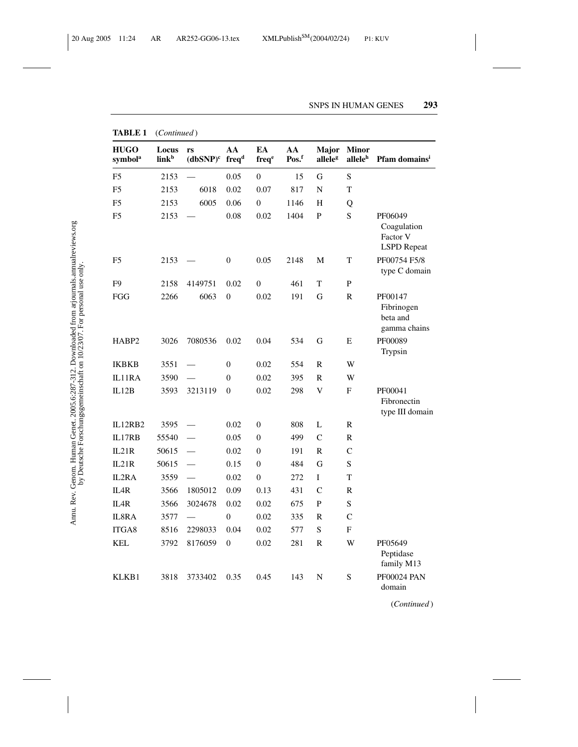**TABLE 1** (*Continued*)

| HUGO symbol[a] | Locus link[b] | rs (dbSNP)[c] | AA freq[d] | EA freq[e] | AA Pos.[f] | Major allele[g] | Minor allele[h] | Pfam domains[i] |
|---|---|---|---|---|---|---|---|---|
| F5 | 2153 | — | 0.05 | 0 | 15 | G | S | |
| F5 | 2153 | 6018 | 0.02 | 0.07 | 817 | N | T | |
| F5 | 2153 | 6005 | 0.06 | 0 | 1146 | H | Q | |
| F5 | 2153 | — | 0.08 | 0.02 | 1404 | P | S | PF06049 Coagulation Factor V LSPD Repeat |
| F5 | 2153 | — | 0 | 0.05 | 2148 | M | T | PF00754 F5/8 type C domain |
| F9 | 2158 | 4149751 | 0.02 | 0 | 461 | T | P | |
| FGG | 2266 | 6063 | 0 | 0.02 | 191 | G | R | PF00147 Fibrinogen beta and gamma chains |
| HABP2 | 3026 | 7080536 | 0.02 | 0.04 | 534 | G | E | PF00089 Trypsin |
| IKBKB | 3551 | — | 0 | 0.02 | 554 | R | W | |
| IL11RA | 3590 | — | 0 | 0.02 | 395 | R | W | |
| IL12B | 3593 | 3213119 | 0 | 0.02 | 298 | V | F | PF00041 Fibronectin type III domain |
| IL12RB2 | 3595 | — | 0.02 | 0 | 808 | L | R | |
| IL17RB | 55540 | — | 0.05 | 0 | 499 | C | R | |
| IL21R | 50615 | — | 0.02 | 0 | 191 | R | C | |
| IL21R | 50615 | — | 0.15 | 0 | 484 | G | S | |
| IL2RA | 3559 | — | 0.02 | 0 | 272 | I | T | |
| IL4R | 3566 | 1805012 | 0.09 | 0.13 | 431 | C | R | |
| IL4R | 3566 | 3024678 | 0.02 | 0.02 | 675 | P | S | |
| IL8RA | 3577 | — | 0 | 0.02 | 335 | R | C | |
| ITGA8 | 8516 | 2298033 | 0.04 | 0.02 | 577 | S | F | |
| KEL | 3792 | 8176059 | 0 | 0.02 | 281 | R | W | PF05649 Peptidase family M13 |
| KLKB1 | 3818 | 3733402 | 0.35 | 0.45 | 143 | N | S | PF00024 PAN domain |

(*Continued*)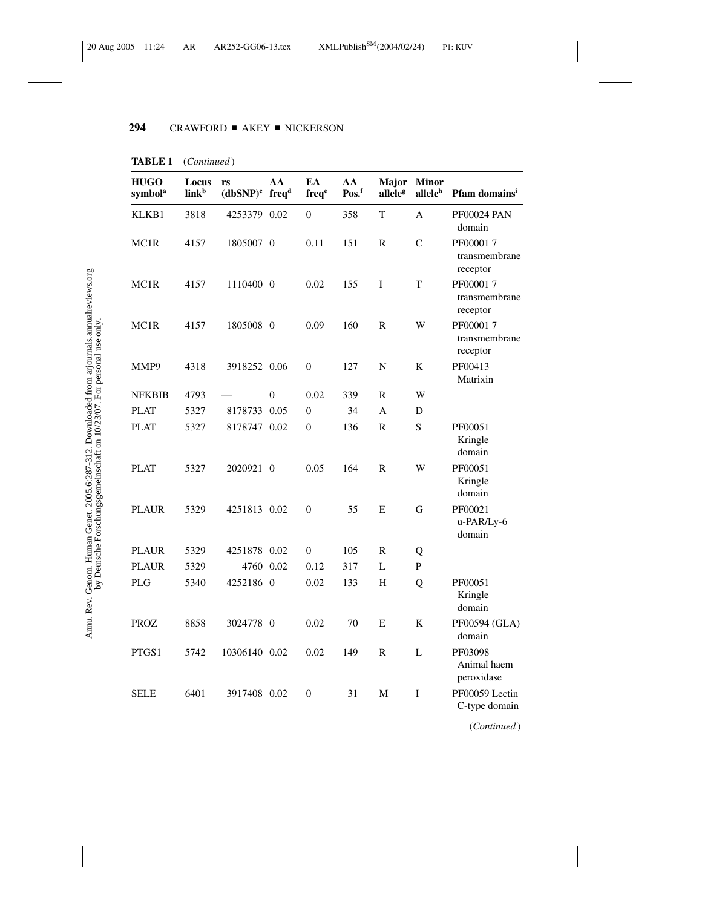**TABLE 1** (*Continued*)

| HUGO symbol[a] | Locus link[b] | rs (dbSNP)[c] | AA freq[d] | EA freq[e] | AA Pos.[f] | Major allele[g] | Minor allele[h] | Pfam domains[i] |
|---|---|---|---|---|---|---|---|---|
| KLKB1 | 3818 | 4253379 | 0.02 | 0 | 358 | T | A | PF00024 PAN domain |
| MC1R | 4157 | 1805007 | 0 | 0.11 | 151 | R | C | PF00001 7 transmembrane receptor |
| MC1R | 4157 | 1110400 | 0 | 0.02 | 155 | I | T | PF00001 7 transmembrane receptor |
| MC1R | 4157 | 1805008 | 0 | 0.09 | 160 | R | W | PF00001 7 transmembrane receptor |
| MMP9 | 4318 | 3918252 | 0.06 | 0 | 127 | N | K | PF00413 Matrixin |
| NFKBIB | 4793 | — | 0 | 0.02 | 339 | R | W | |
| PLAT | 5327 | 8178733 | 0.05 | 0 | 34 | A | D | |
| PLAT | 5327 | 8178747 | 0.02 | 0 | 136 | R | S | PF00051 Kringle domain |
| PLAT | 5327 | 2020921 | 0 | 0.05 | 164 | R | W | PF00051 Kringle domain |
| PLAUR | 5329 | 4251813 | 0.02 | 0 | 55 | E | G | PF00021 u-PAR/Ly-6 domain |
| PLAUR | 5329 | 4251878 | 0.02 | 0 | 105 | R | Q | |
| PLAUR | 5329 | 4760 | 0.02 | 0.12 | 317 | L | P | |
| PLG | 5340 | 4252186 | 0 | 0.02 | 133 | H | Q | PF00051 Kringle domain |
| PROZ | 8858 | 3024778 | 0 | 0.02 | 70 | E | K | PF00594 (GLA) domain |
| PTGS1 | 5742 | 10306140 | 0.02 | 0.02 | 149 | R | L | PF03098 Animal haem peroxidase |
| SELE | 6401 | 3917408 | 0.02 | 0 | 31 | M | I | PF00059 Lectin C-type domain |

(*Continued*)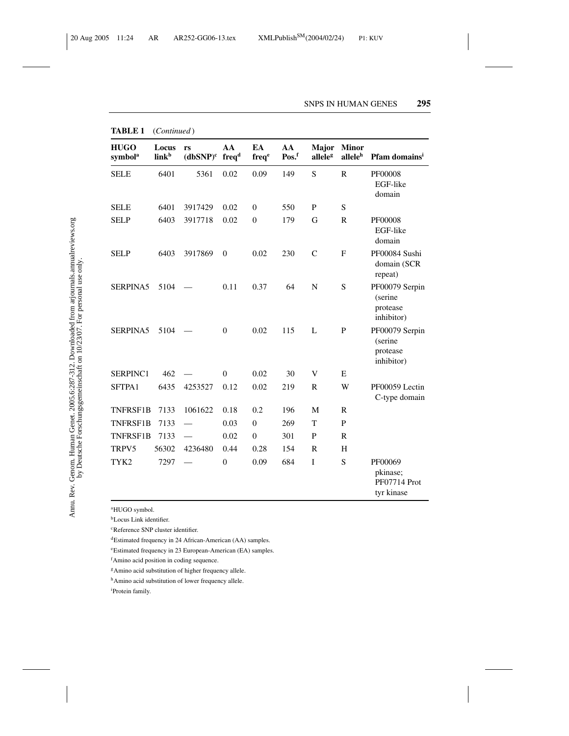**TABLE 1** (*Continued*)

| HUGO symbol[a] | Locus link[b] | rs (dbSNP)[c] | AA freq[d] | EA freq[e] | AA Pos.[f] | Major allele[g] | Minor allele[h] | Pfam domains[i] |
|---|---|---|---|---|---|---|---|---|
| SELE | 6401 | 5361 | 0.02 | 0.09 | 149 | S | R | PF00008 EGF-like domain |
| SELE | 6401 | 3917429 | 0.02 | 0 | 550 | P | S | |
| SELP | 6403 | 3917718 | 0.02 | 0 | 179 | G | R | PF00008 EGF-like domain |
| SELP | 6403 | 3917869 | 0 | 0.02 | 230 | C | F | PF00084 Sushi domain (SCR repeat) |
| SERPINA5 | 5104 | — | 0.11 | 0.37 | 64 | N | S | PF00079 Serpin (serine protease inhibitor) |
| SERPINA5 | 5104 | — | 0 | 0.02 | 115 | L | P | PF00079 Serpin (serine protease inhibitor) |
| SERPINC1 | 462 | — | 0 | 0.02 | 30 | V | E | |
| SFTPA1 | 6435 | 4253527 | 0.12 | 0.02 | 219 | R | W | PF00059 Lectin C-type domain |
| TNFRSF1B | 7133 | 1061622 | 0.18 | 0.2 | 196 | M | R | |
| TNFRSF1B | 7133 | — | 0.03 | 0 | 269 | T | P | |
| TNFRSF1B | 7133 | — | 0.02 | 0 | 301 | P | R | |
| TRPV5 | 56302 | 4236480 | 0.44 | 0.28 | 154 | R | H | |
| TYK2 | 7297 | — | 0 | 0.09 | 684 | I | S | PF00069 pkinase; PF07714 Prot tyr kinase |

[a]HUGO symbol.

[b]Locus Link identifier.

[c]Reference SNP cluster identifier.

[d]Estimated frequency in 24 African-American (AA) samples.

[e]Estimated frequency in 23 European-American (EA) samples.

[f]Amino acid position in coding sequence.

[g]Amino acid substitution of higher frequency allele.

[h]Amino acid substitution of lower frequency allele.

[i]Protein family.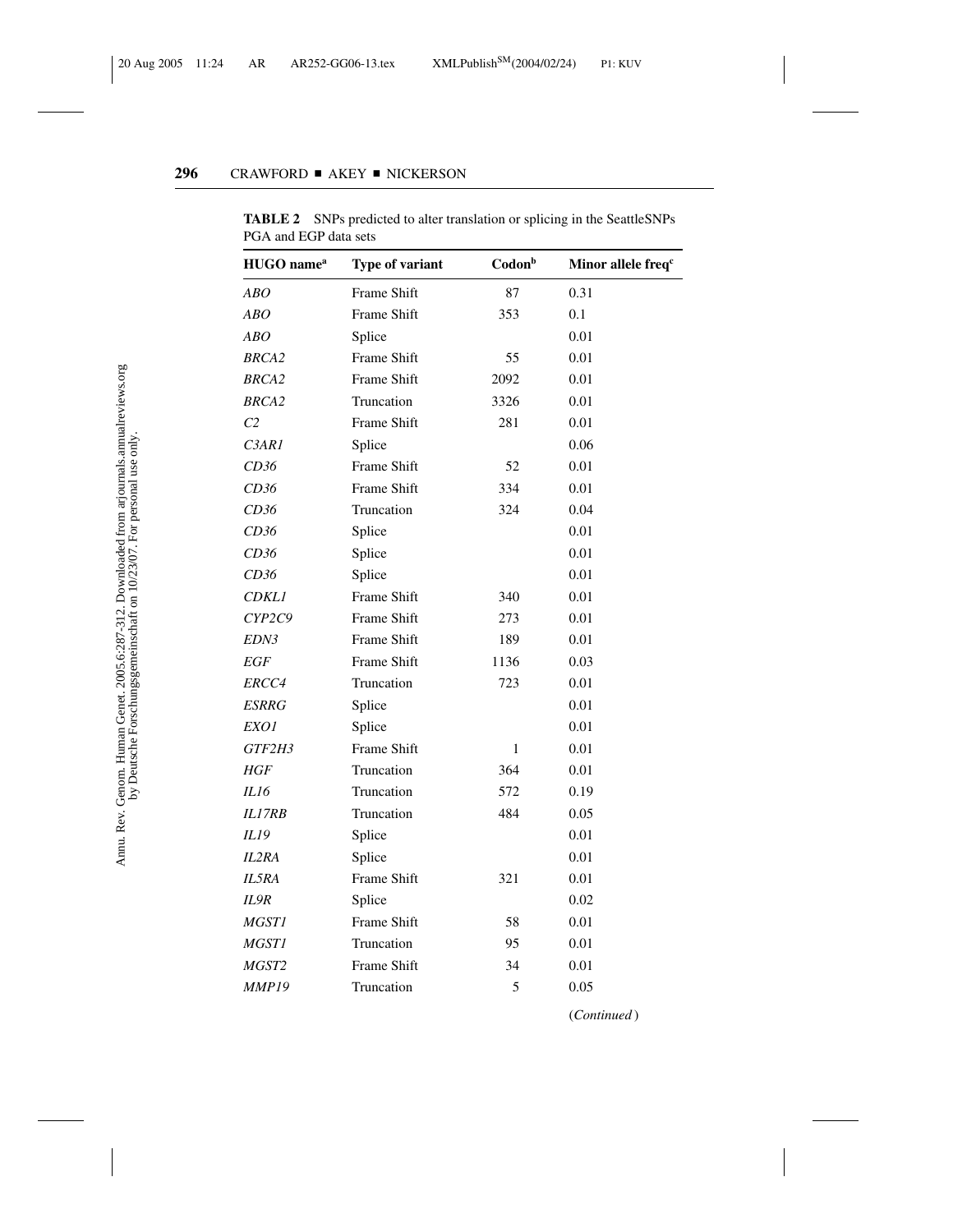**TABLE 2** SNPs predicted to alter translation or splicing in the SeattleSNPs PGA and EGP data sets

| HUGO name[a] | Type of variant | Codon[b] | Minor allele freq[c] |
|---|---|---|---|
| *ABO* | Frame Shift | 87 | 0.31 |
| *ABO* | Frame Shift | 353 | 0.1 |
| *ABO* | Splice | | 0.01 |
| *BRCA2* | Frame Shift | 55 | 0.01 |
| *BRCA2* | Frame Shift | 2092 | 0.01 |
| *BRCA2* | Truncation | 3326 | 0.01 |
| *C2* | Frame Shift | 281 | 0.01 |
| *C3AR1* | Splice | | 0.06 |
| *CD36* | Frame Shift | 52 | 0.01 |
| *CD36* | Frame Shift | 334 | 0.01 |
| *CD36* | Truncation | 324 | 0.04 |
| *CD36* | Splice | | 0.01 |
| *CD36* | Splice | | 0.01 |
| *CD36* | Splice | | 0.01 |
| *CDKL1* | Frame Shift | 340 | 0.01 |
| *CYP2C9* | Frame Shift | 273 | 0.01 |
| *EDN3* | Frame Shift | 189 | 0.01 |
| *EGF* | Frame Shift | 1136 | 0.03 |
| *ERCC4* | Truncation | 723 | 0.01 |
| *ESRRG* | Splice | | 0.01 |
| *EXO1* | Splice | | 0.01 |
| *GTF2H3* | Frame Shift | 1 | 0.01 |
| *HGF* | Truncation | 364 | 0.01 |
| *IL16* | Truncation | 572 | 0.19 |
| *IL17RB* | Truncation | 484 | 0.05 |
| *IL19* | Splice | | 0.01 |
| *IL2RA* | Splice | | 0.01 |
| *IL5RA* | Frame Shift | 321 | 0.01 |
| *IL9R* | Splice | | 0.02 |
| *MGST1* | Frame Shift | 58 | 0.01 |
| *MGST1* | Truncation | 95 | 0.01 |
| *MGST2* | Frame Shift | 34 | 0.01 |
| *MMP19* | Truncation | 5 | 0.05 |

(*Continued*)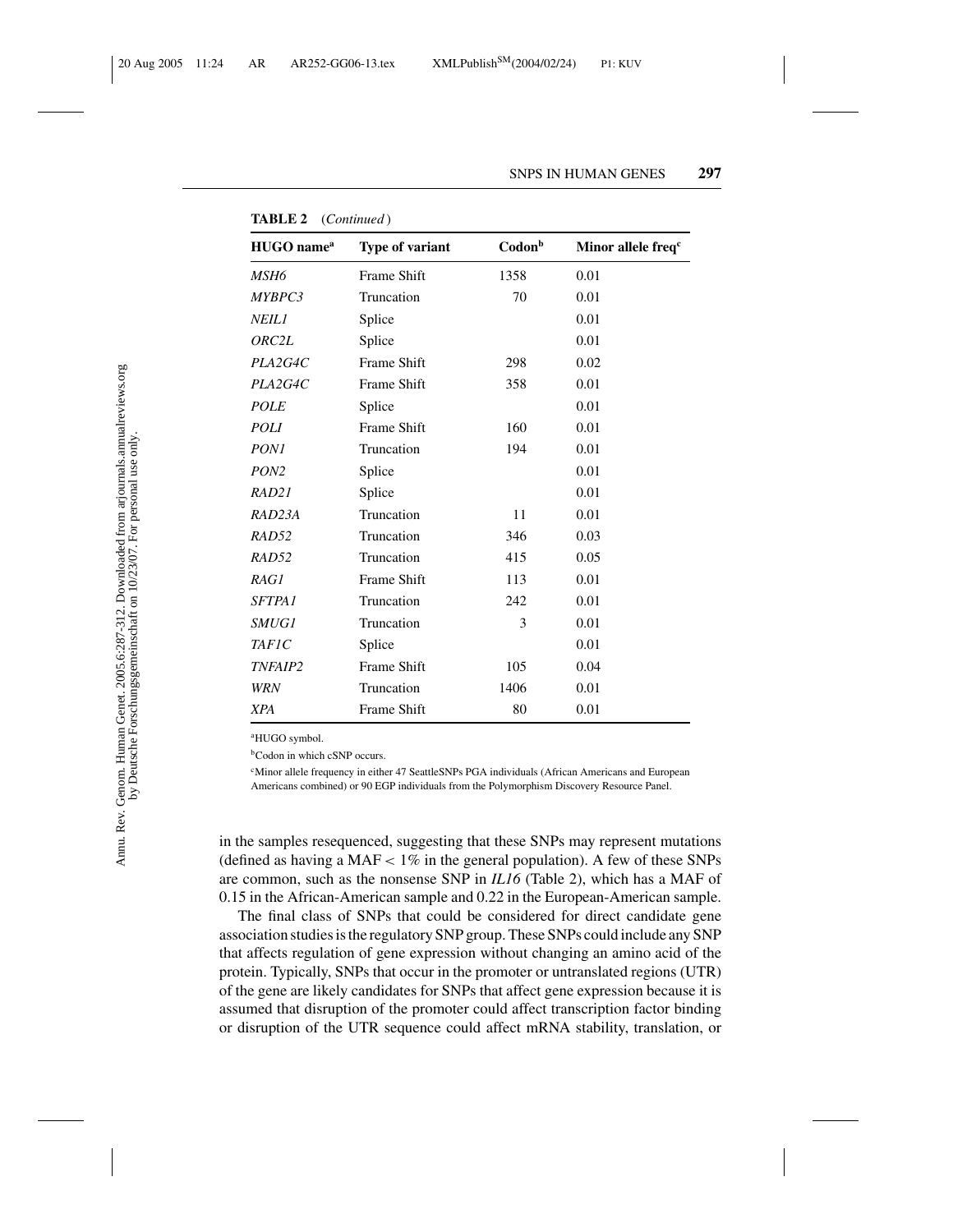**TABLE 2** (*Continued*)

| HUGO name[a] | Type of variant | Codon[b] | Minor allele freq[c] |
|---|---|---|---|
| *MSH6* | Frame Shift | 1358 | 0.01 |
| *MYBPC3* | Truncation | 70 | 0.01 |
| *NEIL1* | Splice | | 0.01 |
| *ORC2L* | Splice | | 0.01 |
| *PLA2G4C* | Frame Shift | 298 | 0.02 |
| *PLA2G4C* | Frame Shift | 358 | 0.01 |
| *POLE* | Splice | | 0.01 |
| *POLI* | Frame Shift | 160 | 0.01 |
| *PON1* | Truncation | 194 | 0.01 |
| *PON2* | Splice | | 0.01 |
| *RAD21* | Splice | | 0.01 |
| *RAD23A* | Truncation | 11 | 0.01 |
| *RAD52* | Truncation | 346 | 0.03 |
| *RAD52* | Truncation | 415 | 0.05 |
| *RAG1* | Frame Shift | 113 | 0.01 |
| *SFTPA1* | Truncation | 242 | 0.01 |
| *SMUG1* | Truncation | 3 | 0.01 |
| *TAF1C* | Splice | | 0.01 |
| *TNFAIP2* | Frame Shift | 105 | 0.04 |
| *WRN* | Truncation | 1406 | 0.01 |
| *XPA* | Frame Shift | 80 | 0.01 |

[a]HUGO symbol.

[b]Codon in which cSNP occurs.

[c]Minor allele frequency in either 47 SeattleSNPs PGA individuals (African Americans and European Americans combined) or 90 EGP individuals from the Polymorphism Discovery Resource Panel.

in the samples resequenced, suggesting that these SNPs may represent mutations (defined as having a MAF $< 1\%$ in the general population). A few of these SNPs are common, such as the nonsense SNP in *IL16* (Table 2), which has a MAF of 0.15 in the African-American sample and 0.22 in the European-American sample.

The final class of SNPs that could be considered for direct candidate gene association studies is the regulatory SNP group. These SNPs could include any SNP that affects regulation of gene expression without changing an amino acid of the protein. Typically, SNPs that occur in the promoter or untranslated regions (UTR) of the gene are likely candidates for SNPs that affect gene expression because it is assumed that disruption of the promoter could affect transcription factor binding or disruption of the UTR sequence could affect mRNA stability, translation, or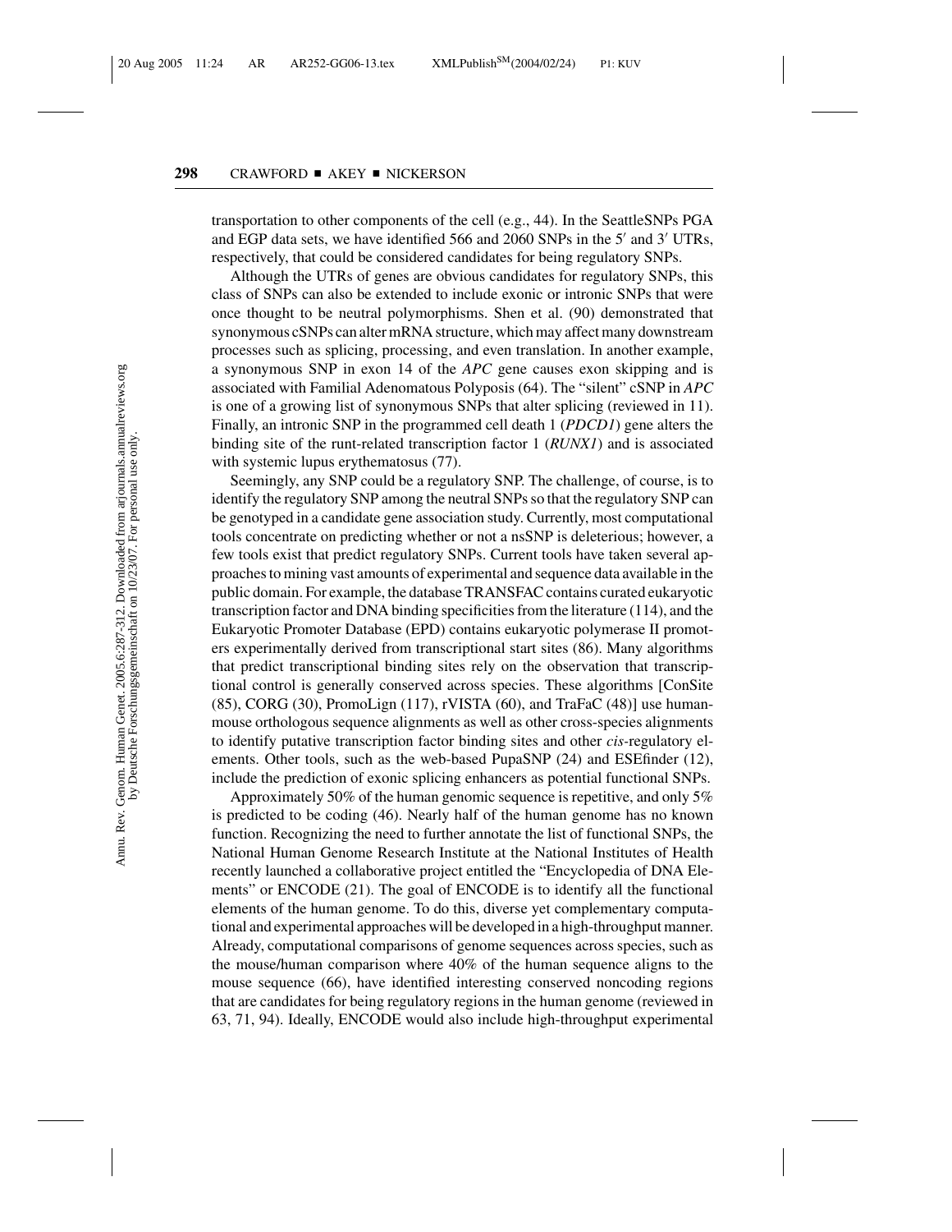transportation to other components of the cell (e.g., 44). In the SeattleSNPs PGA and EGP data sets, we have identified 566 and 2060 SNPs in the 5′ and 3′ UTRs, respectively, that could be considered candidates for being regulatory SNPs.

Although the UTRs of genes are obvious candidates for regulatory SNPs, this class of SNPs can also be extended to include exonic or intronic SNPs that were once thought to be neutral polymorphisms. Shen et al. (90) demonstrated that synonymous cSNPs can alter mRNA structure, which may affect many downstream processes such as splicing, processing, and even translation. In another example, a synonymous SNP in exon 14 of the *APC* gene causes exon skipping and is associated with Familial Adenomatous Polyposis (64). The "silent" cSNP in *APC* is one of a growing list of synonymous SNPs that alter splicing (reviewed in 11). Finally, an intronic SNP in the programmed cell death 1 (*PDCD1*) gene alters the binding site of the runt-related transcription factor 1 (*RUNX1*) and is associated with systemic lupus erythematosus (77).

Seemingly, any SNP could be a regulatory SNP. The challenge, of course, is to identify the regulatory SNP among the neutral SNPs so that the regulatory SNP can be genotyped in a candidate gene association study. Currently, most computational tools concentrate on predicting whether or not a nsSNP is deleterious; however, a few tools exist that predict regulatory SNPs. Current tools have taken several approaches to mining vast amounts of experimental and sequence data available in the public domain. For example, the database TRANSFAC contains curated eukaryotic transcription factor and DNA binding specificities from the literature (114), and the Eukaryotic Promoter Database (EPD) contains eukaryotic polymerase II promoters experimentally derived from transcriptional start sites (86). Many algorithms that predict transcriptional binding sites rely on the observation that transcriptional control is generally conserved across species. These algorithms [ConSite (85), CORG (30), PromoLign (117), rVISTA (60), and TraFaC (48)] use human-mouse orthologous sequence alignments as well as other cross-species alignments to identify putative transcription factor binding sites and other *cis*-regulatory elements. Other tools, such as the web-based PupaSNP (24) and ESEfinder (12), include the prediction of exonic splicing enhancers as potential functional SNPs.

Approximately 50% of the human genomic sequence is repetitive, and only 5% is predicted to be coding (46). Nearly half of the human genome has no known function. Recognizing the need to further annotate the list of functional SNPs, the National Human Genome Research Institute at the National Institutes of Health recently launched a collaborative project entitled the "Encyclopedia of DNA Elements" or ENCODE (21). The goal of ENCODE is to identify all the functional elements of the human genome. To do this, diverse yet complementary computational and experimental approaches will be developed in a high-throughput manner. Already, computational comparisons of genome sequences across species, such as the mouse/human comparison where 40% of the human sequence aligns to the mouse sequence (66), have identified interesting conserved noncoding regions that are candidates for being regulatory regions in the human genome (reviewed in 63, 71, 94). Ideally, ENCODE would also include high-throughput experimental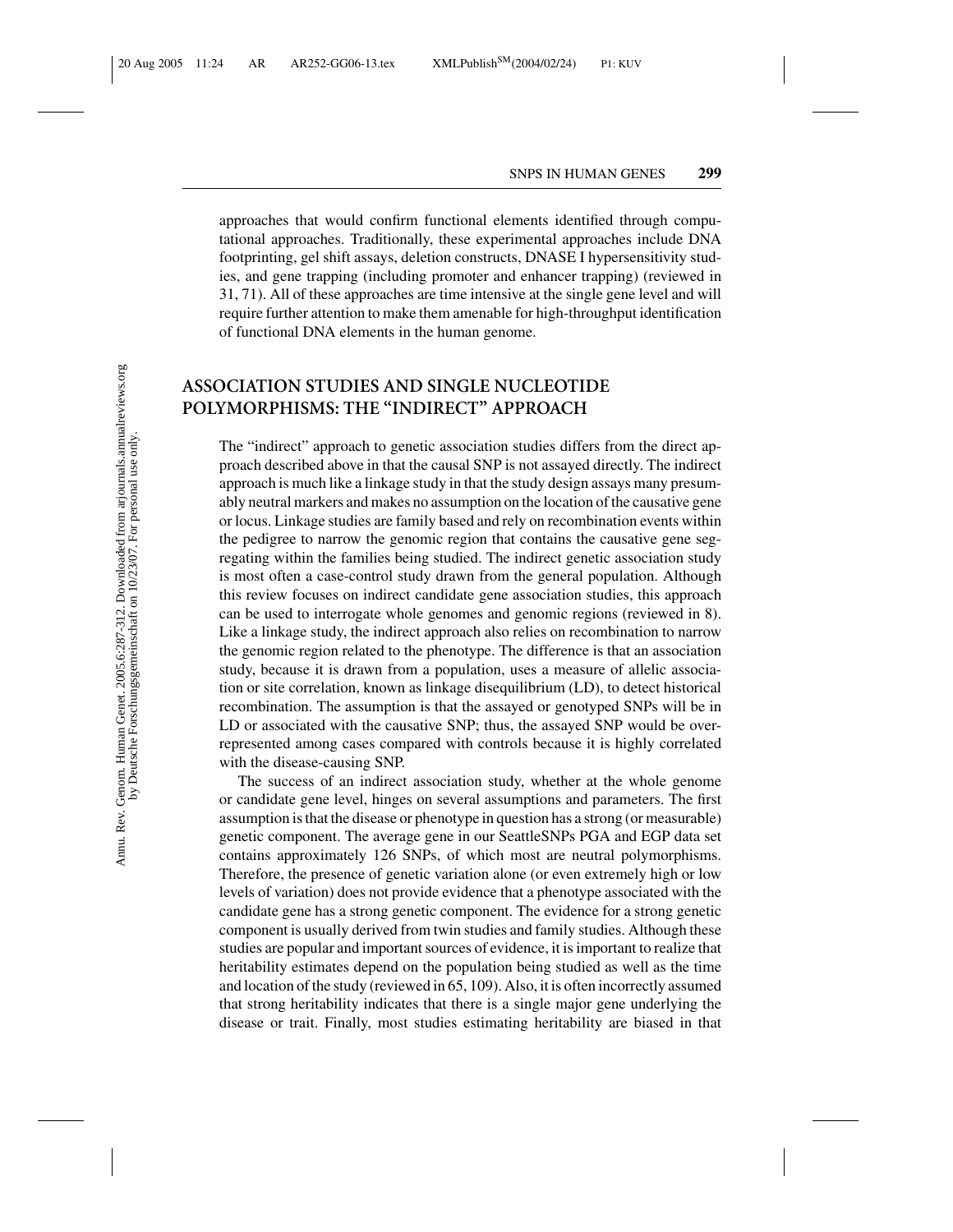approaches that would confirm functional elements identified through computational approaches. Traditionally, these experimental approaches include DNA footprinting, gel shift assays, deletion constructs, DNASE I hypersensitivity studies, and gene trapping (including promoter and enhancer trapping) (reviewed in 31, 71). All of these approaches are time intensive at the single gene level and will require further attention to make them amenable for high-throughput identification of functional DNA elements in the human genome.

## ASSOCIATION STUDIES AND SINGLE NUCLEOTIDE POLYMORPHISMS: THE "INDIRECT" APPROACH

The "indirect" approach to genetic association studies differs from the direct approach described above in that the causal SNP is not assayed directly. The indirect approach is much like a linkage study in that the study design assays many presumably neutral markers and makes no assumption on the location of the causative gene or locus. Linkage studies are family based and rely on recombination events within the pedigree to narrow the genomic region that contains the causative gene segregating within the families being studied. The indirect genetic association study is most often a case-control study drawn from the general population. Although this review focuses on indirect candidate gene association studies, this approach can be used to interrogate whole genomes and genomic regions (reviewed in 8). Like a linkage study, the indirect approach also relies on recombination to narrow the genomic region related to the phenotype. The difference is that an association study, because it is drawn from a population, uses a measure of allelic association or site correlation, known as linkage disequilibrium (LD), to detect historical recombination. The assumption is that the assayed or genotyped SNPs will be in LD or associated with the causative SNP; thus, the assayed SNP would be overrepresented among cases compared with controls because it is highly correlated with the disease-causing SNP.

The success of an indirect association study, whether at the whole genome or candidate gene level, hinges on several assumptions and parameters. The first assumption is that the disease or phenotype in question has a strong (or measurable) genetic component. The average gene in our SeattleSNPs PGA and EGP data set contains approximately 126 SNPs, of which most are neutral polymorphisms. Therefore, the presence of genetic variation alone (or even extremely high or low levels of variation) does not provide evidence that a phenotype associated with the candidate gene has a strong genetic component. The evidence for a strong genetic component is usually derived from twin studies and family studies. Although these studies are popular and important sources of evidence, it is important to realize that heritability estimates depend on the population being studied as well as the time and location of the study (reviewed in 65, 109). Also, it is often incorrectly assumed that strong heritability indicates that there is a single major gene underlying the disease or trait. Finally, most studies estimating heritability are biased in that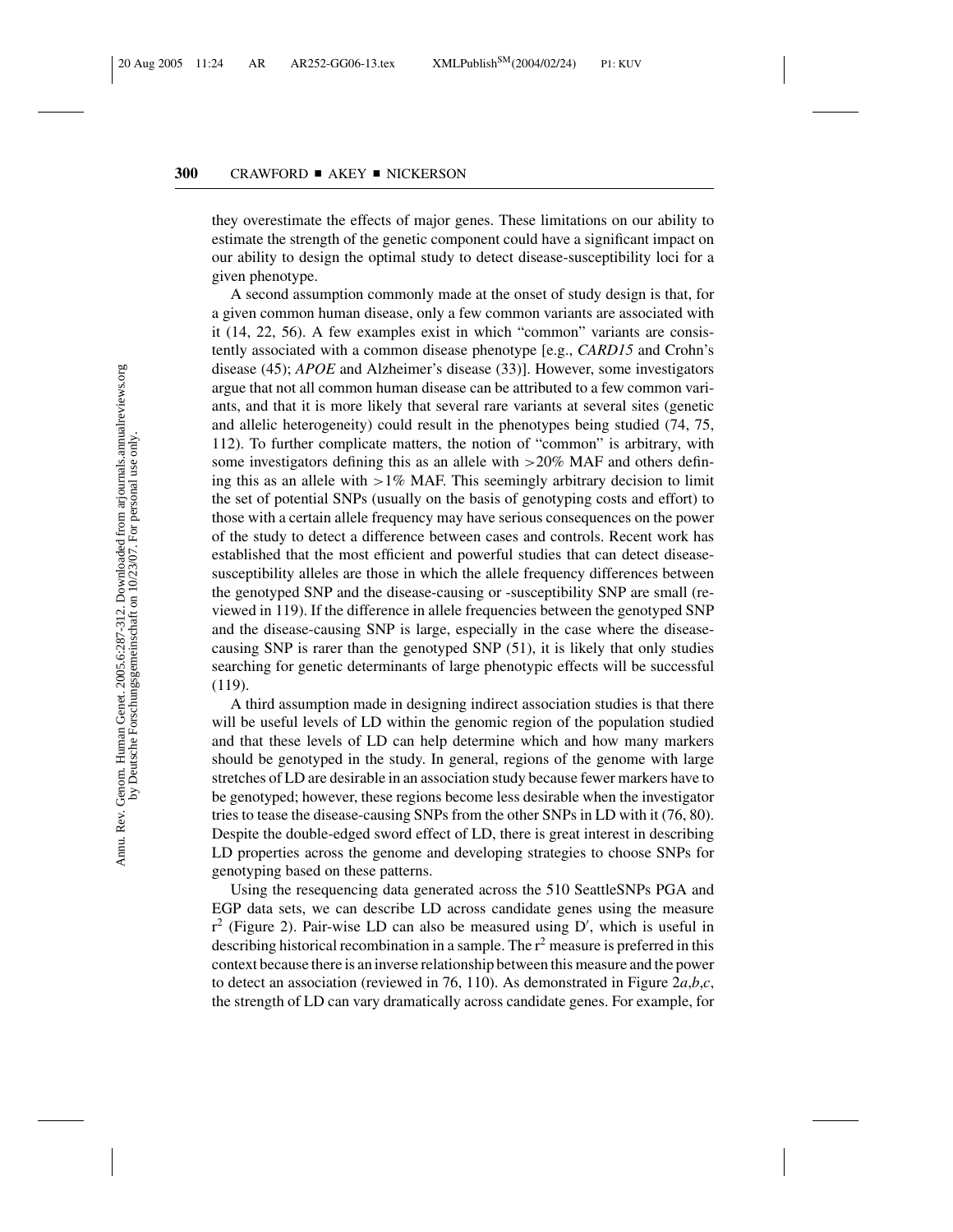they overestimate the effects of major genes. These limitations on our ability to estimate the strength of the genetic component could have a significant impact on our ability to design the optimal study to detect disease-susceptibility loci for a given phenotype.

A second assumption commonly made at the onset of study design is that, for a given common human disease, only a few common variants are associated with it (14, 22, 56). A few examples exist in which "common" variants are consistently associated with a common disease phenotype [e.g., *CARD15* and Crohn's disease (45); *APOE* and Alzheimer's disease (33)]. However, some investigators argue that not all common human disease can be attributed to a few common variants, and that it is more likely that several rare variants at several sites (genetic and allelic heterogeneity) could result in the phenotypes being studied (74, 75, 112). To further complicate matters, the notion of "common" is arbitrary, with some investigators defining this as an allele with >20% MAF and others defining this as an allele with >1% MAF. This seemingly arbitrary decision to limit the set of potential SNPs (usually on the basis of genotyping costs and effort) to those with a certain allele frequency may have serious consequences on the power of the study to detect a difference between cases and controls. Recent work has established that the most efficient and powerful studies that can detect disease-susceptibility alleles are those in which the allele frequency differences between the genotyped SNP and the disease-causing or -susceptibility SNP are small (reviewed in 119). If the difference in allele frequencies between the genotyped SNP and the disease-causing SNP is large, especially in the case where the disease-causing SNP is rarer than the genotyped SNP (51), it is likely that only studies searching for genetic determinants of large phenotypic effects will be successful (119).

A third assumption made in designing indirect association studies is that there will be useful levels of LD within the genomic region of the population studied and that these levels of LD can help determine which and how many markers should be genotyped in the study. In general, regions of the genome with large stretches of LD are desirable in an association study because fewer markers have to be genotyped; however, these regions become less desirable when the investigator tries to tease the disease-causing SNPs from the other SNPs in LD with it (76, 80). Despite the double-edged sword effect of LD, there is great interest in describing LD properties across the genome and developing strategies to choose SNPs for genotyping based on these patterns.

Using the resequencing data generated across the 510 SeattleSNPs PGA and EGP data sets, we can describe LD across candidate genes using the measure $r^2$ (Figure 2). Pair-wise LD can also be measured using $D'$, which is useful in describing historical recombination in a sample. The $r^2$ measure is preferred in this context because there is an inverse relationship between this measure and the power to detect an association (reviewed in 76, 110). As demonstrated in Figure 2*a*,*b*,*c*, the strength of LD can vary dramatically across candidate genes. For example, for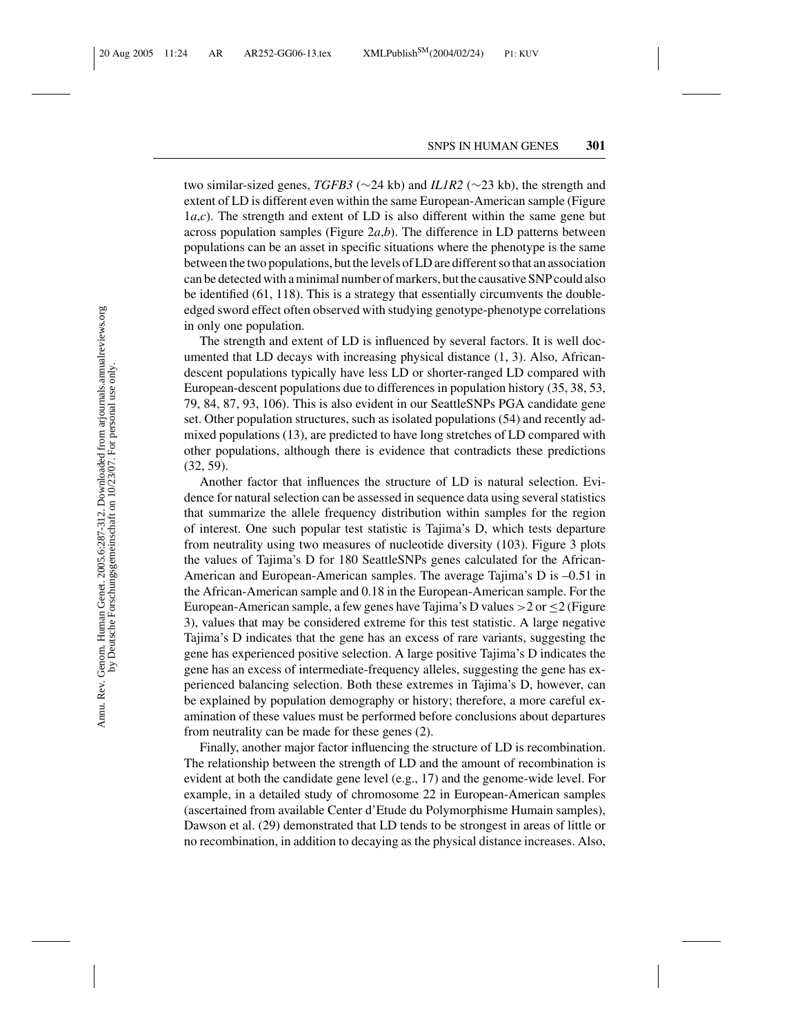two similar-sized genes, *TGFB3* (∼24 kb) and *IL1R2* (∼23 kb), the strength and extent of LD is different even within the same European-American sample (Figure 1*a*,*c*). The strength and extent of LD is also different within the same gene but across population samples (Figure 2*a*,*b*). The difference in LD patterns between populations can be an asset in specific situations where the phenotype is the same between the two populations, but the levels of LD are different so that an association can be detected with a minimal number of markers, but the causative SNP could also be identified (61, 118). This is a strategy that essentially circumvents the double-edged sword effect often observed with studying genotype-phenotype correlations in only one population.

The strength and extent of LD is influenced by several factors. It is well documented that LD decays with increasing physical distance (1, 3). Also, African-descent populations typically have less LD or shorter-ranged LD compared with European-descent populations due to differences in population history (35, 38, 53, 79, 84, 87, 93, 106). This is also evident in our SeattleSNPs PGA candidate gene set. Other population structures, such as isolated populations (54) and recently admixed populations (13), are predicted to have long stretches of LD compared with other populations, although there is evidence that contradicts these predictions (32, 59).

Another factor that influences the structure of LD is natural selection. Evidence for natural selection can be assessed in sequence data using several statistics that summarize the allele frequency distribution within samples for the region of interest. One such popular test statistic is Tajima's D, which tests departure from neutrality using two measures of nucleotide diversity (103). Figure 3 plots the values of Tajima's D for 180 SeattleSNPs genes calculated for the African-American and European-American samples. The average Tajima's D is –0.51 in the African-American sample and 0.18 in the European-American sample. For the European-American sample, a few genes have Tajima's D values $>2$ or $\leq 2$ (Figure 3), values that may be considered extreme for this test statistic. A large negative Tajima's D indicates that the gene has an excess of rare variants, suggesting the gene has experienced positive selection. A large positive Tajima's D indicates the gene has an excess of intermediate-frequency alleles, suggesting the gene has experienced balancing selection. Both these extremes in Tajima's D, however, can be explained by population demography or history; therefore, a more careful examination of these values must be performed before conclusions about departures from neutrality can be made for these genes (2).

Finally, another major factor influencing the structure of LD is recombination. The relationship between the strength of LD and the amount of recombination is evident at both the candidate gene level (e.g., 17) and the genome-wide level. For example, in a detailed study of chromosome 22 in European-American samples (ascertained from available Center d'Etude du Polymorphisme Humain samples), Dawson et al. (29) demonstrated that LD tends to be strongest in areas of little or no recombination, in addition to decaying as the physical distance increases. Also,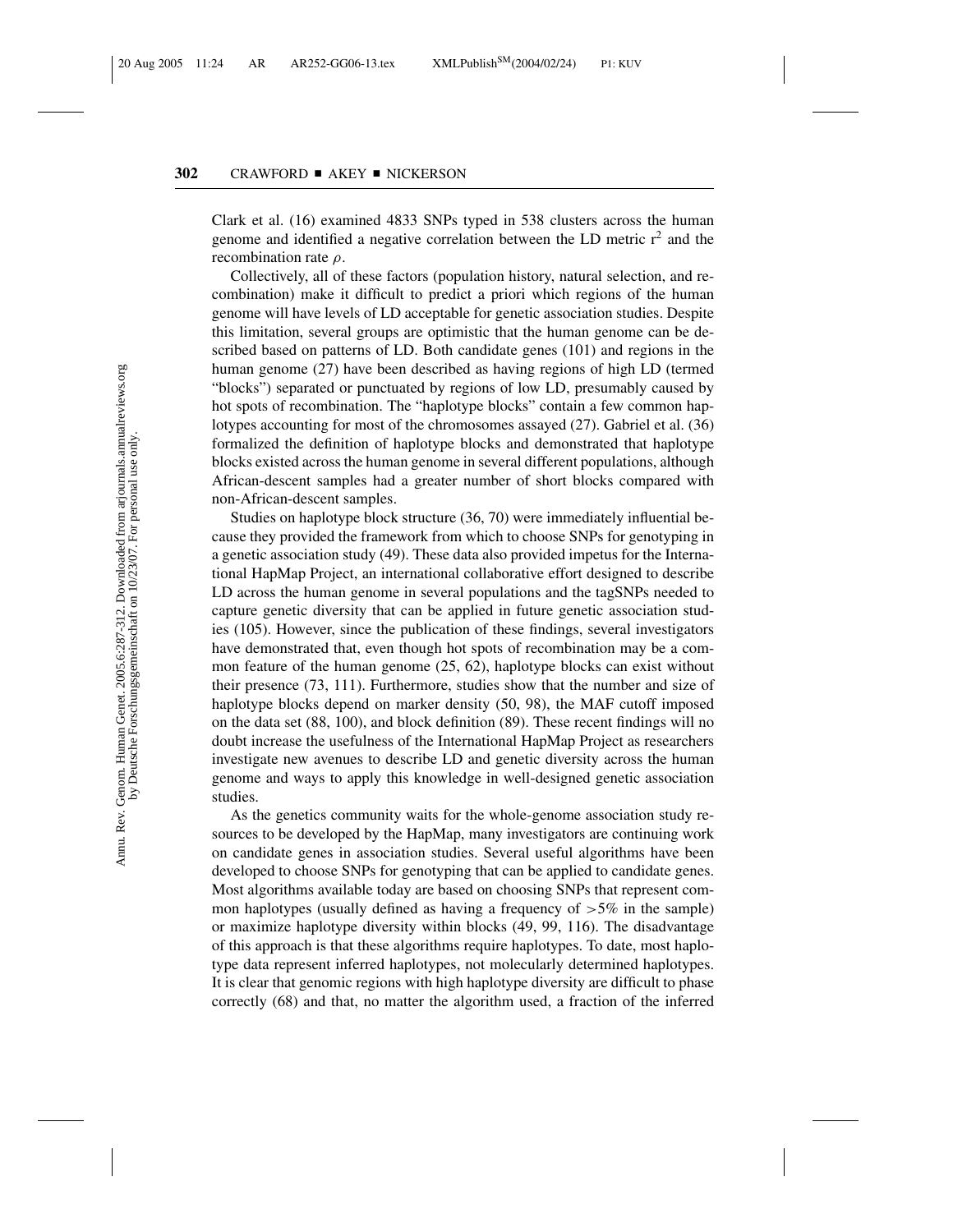Clark et al. (16) examined 4833 SNPs typed in 538 clusters across the human genome and identified a negative correlation between the LD metric $r^2$ and the recombination rate $\rho$.

Collectively, all of these factors (population history, natural selection, and recombination) make it difficult to predict a priori which regions of the human genome will have levels of LD acceptable for genetic association studies. Despite this limitation, several groups are optimistic that the human genome can be described based on patterns of LD. Both candidate genes (101) and regions in the human genome (27) have been described as having regions of high LD (termed "blocks") separated or punctuated by regions of low LD, presumably caused by hot spots of recombination. The "haplotype blocks" contain a few common haplotypes accounting for most of the chromosomes assayed (27). Gabriel et al. (36) formalized the definition of haplotype blocks and demonstrated that haplotype blocks existed across the human genome in several different populations, although African-descent samples had a greater number of short blocks compared with non-African-descent samples.

Studies on haplotype block structure (36, 70) were immediately influential because they provided the framework from which to choose SNPs for genotyping in a genetic association study (49). These data also provided impetus for the International HapMap Project, an international collaborative effort designed to describe LD across the human genome in several populations and the tagSNPs needed to capture genetic diversity that can be applied in future genetic association studies (105). However, since the publication of these findings, several investigators have demonstrated that, even though hot spots of recombination may be a common feature of the human genome (25, 62), haplotype blocks can exist without their presence (73, 111). Furthermore, studies show that the number and size of haplotype blocks depend on marker density (50, 98), the MAF cutoff imposed on the data set (88, 100), and block definition (89). These recent findings will no doubt increase the usefulness of the International HapMap Project as researchers investigate new avenues to describe LD and genetic diversity across the human genome and ways to apply this knowledge in well-designed genetic association studies.

As the genetics community waits for the whole-genome association study resources to be developed by the HapMap, many investigators are continuing work on candidate genes in association studies. Several useful algorithms have been developed to choose SNPs for genotyping that can be applied to candidate genes. Most algorithms available today are based on choosing SNPs that represent common haplotypes (usually defined as having a frequency of $>5\%$ in the sample) or maximize haplotype diversity within blocks (49, 99, 116). The disadvantage of this approach is that these algorithms require haplotypes. To date, most haplotype data represent inferred haplotypes, not molecularly determined haplotypes. It is clear that genomic regions with high haplotype diversity are difficult to phase correctly (68) and that, no matter the algorithm used, a fraction of the inferred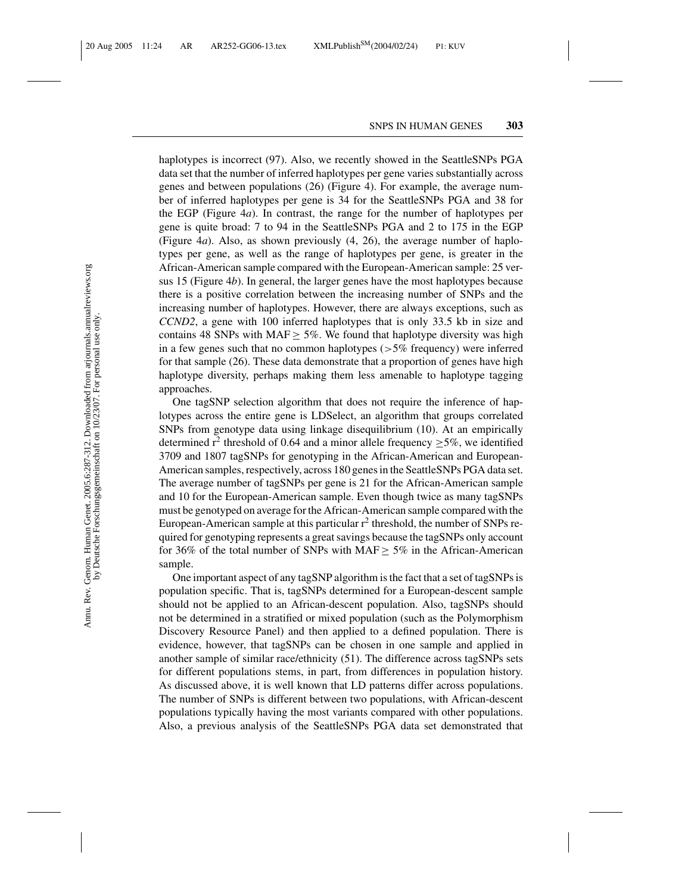haplotypes is incorrect (97). Also, we recently showed in the SeattleSNPs PGA data set that the number of inferred haplotypes per gene varies substantially across genes and between populations (26) (Figure 4). For example, the average number of inferred haplotypes per gene is 34 for the SeattleSNPs PGA and 38 for the EGP (Figure 4*a*). In contrast, the range for the number of haplotypes per gene is quite broad: 7 to 94 in the SeattleSNPs PGA and 2 to 175 in the EGP (Figure 4*a*). Also, as shown previously (4, 26), the average number of haplotypes per gene, as well as the range of haplotypes per gene, is greater in the African-American sample compared with the European-American sample: 25 versus 15 (Figure 4*b*). In general, the larger genes have the most haplotypes because there is a positive correlation between the increasing number of SNPs and the increasing number of haplotypes. However, there are always exceptions, such as *CCND2*, a gene with 100 inferred haplotypes that is only 33.5 kb in size and contains 48 SNPs with MAF $\geq$ 5%. We found that haplotype diversity was high in a few genes such that no common haplotypes (>5% frequency) were inferred for that sample (26). These data demonstrate that a proportion of genes have high haplotype diversity, perhaps making them less amenable to haplotype tagging approaches.

One tagSNP selection algorithm that does not require the inference of haplotypes across the entire gene is LDSelect, an algorithm that groups correlated SNPs from genotype data using linkage disequilibrium (10). At an empirically determined $r^2$ threshold of 0.64 and a minor allele frequency $\geq$5%, we identified 3709 and 1807 tagSNPs for genotyping in the African-American and European-American samples, respectively, across 180 genes in the SeattleSNPs PGA data set. The average number of tagSNPs per gene is 21 for the African-American sample and 10 for the European-American sample. Even though twice as many tagSNPs must be genotyped on average for the African-American sample compared with the European-American sample at this particular $r^2$ threshold, the number of SNPs required for genotyping represents a great savings because the tagSNPs only account for 36% of the total number of SNPs with MAF $\geq$ 5% in the African-American sample.

One important aspect of any tagSNP algorithm is the fact that a set of tagSNPs is population specific. That is, tagSNPs determined for a European-descent sample should not be applied to an African-descent population. Also, tagSNPs should not be determined in a stratified or mixed population (such as the Polymorphism Discovery Resource Panel) and then applied to a defined population. There is evidence, however, that tagSNPs can be chosen in one sample and applied in another sample of similar race/ethnicity (51). The difference across tagSNPs sets for different populations stems, in part, from differences in population history. As discussed above, it is well known that LD patterns differ across populations. The number of SNPs is different between two populations, with African-descent populations typically having the most variants compared with other populations. Also, a previous analysis of the SeattleSNPs PGA data set demonstrated that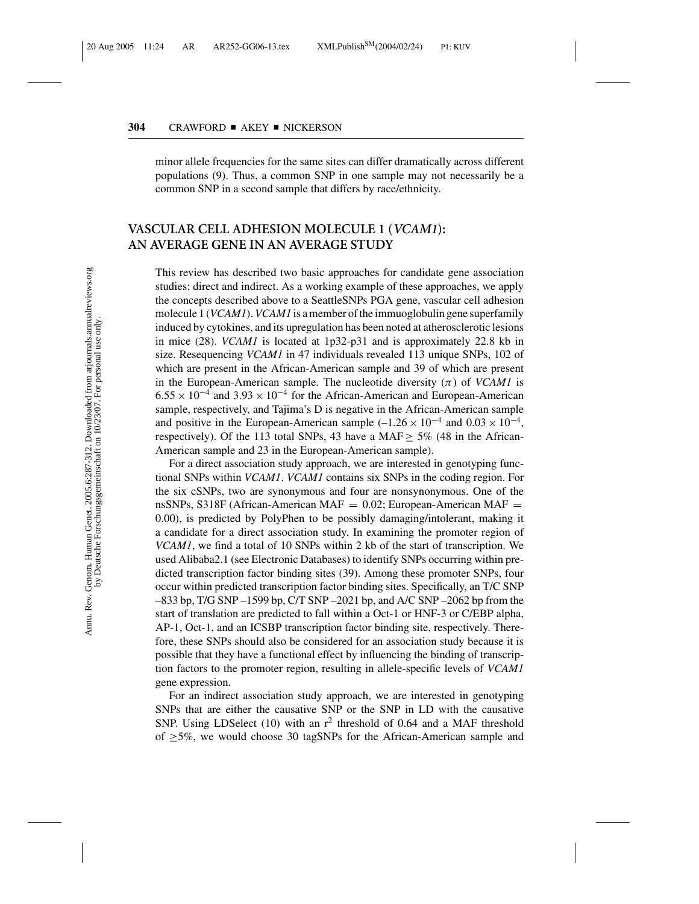minor allele frequencies for the same sites can differ dramatically across different populations (9). Thus, a common SNP in one sample may not necessarily be a common SNP in a second sample that differs by race/ethnicity.

## VASCULAR CELL ADHESION MOLECULE 1 (*VCAM1*): AN AVERAGE GENE IN AN AVERAGE STUDY

This review has described two basic approaches for candidate gene association studies: direct and indirect. As a working example of these approaches, we apply the concepts described above to a SeattleSNPs PGA gene, vascular cell adhesion molecule 1 (*VCAM1*). *VCAM1* is a member of the immuoglobulin gene superfamily induced by cytokines, and its upregulation has been noted at atherosclerotic lesions in mice (28). *VCAM1* is located at 1p32-p31 and is approximately 22.8 kb in size. Resequencing *VCAM1* in 47 individuals revealed 113 unique SNPs, 102 of which are present in the African-American sample and 39 of which are present in the European-American sample. The nucleotide diversity ($\pi$) of *VCAM1* is $6.55 \times 10^{-4}$ and $3.93 \times 10^{-4}$ for the African-American and European-American sample, respectively, and Tajima's D is negative in the African-American sample and positive in the European-American sample ($-1.26 \times 10^{-4}$ and $0.03 \times 10^{-4}$, respectively). Of the 113 total SNPs, 43 have a MAF $\geq$ 5% (48 in the African-American sample and 23 in the European-American sample).

For a direct association study approach, we are interested in genotyping functional SNPs within *VCAM1*. *VCAM1* contains six SNPs in the coding region. For the six cSNPs, two are synonymous and four are nonsynonymous. One of the nsSNPs, S318F (African-American MAF = 0.02; European-American MAF = 0.00), is predicted by PolyPhen to be possibly damaging/intolerant, making it a candidate for a direct association study. In examining the promoter region of *VCAM1*, we find a total of 10 SNPs within 2 kb of the start of transcription. We used Alibaba2.1 (see Electronic Databases) to identify SNPs occurring within predicted transcription factor binding sites (39). Among these promoter SNPs, four occur within predicted transcription factor binding sites. Specifically, an T/C SNP –833 bp, T/G SNP –1599 bp, C/T SNP –2021 bp, and A/C SNP –2062 bp from the start of translation are predicted to fall within a Oct-1 or HNF-3 or C/EBP alpha, AP-1, Oct-1, and an ICSBP transcription factor binding site, respectively. Therefore, these SNPs should also be considered for an association study because it is possible that they have a functional effect by influencing the binding of transcription factors to the promoter region, resulting in allele-specific levels of *VCAM1* gene expression.

For an indirect association study approach, we are interested in genotyping SNPs that are either the causative SNP or the SNP in LD with the causative SNP. Using LDSelect (10) with an $r^2$ threshold of 0.64 and a MAF threshold of $\geq$5%, we would choose 30 tagSNPs for the African-American sample and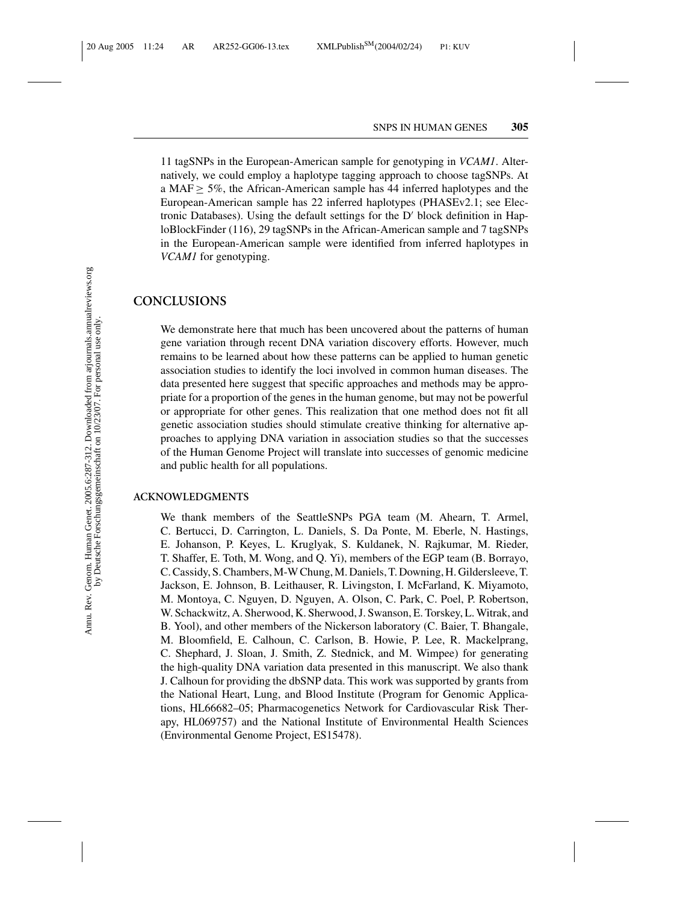11 tagSNPs in the European-American sample for genotyping in *VCAM1*. Alternatively, we could employ a haplotype tagging approach to choose tagSNPs. At a MAF $\geq$ 5%, the African-American sample has 44 inferred haplotypes and the European-American sample has 22 inferred haplotypes (PHASEv2.1; see Electronic Databases). Using the default settings for the D′ block definition in HaploBlockFinder (116), 29 tagSNPs in the African-American sample and 7 tagSNPs in the European-American sample were identified from inferred haplotypes in *VCAM1* for genotyping.

## CONCLUSIONS

We demonstrate here that much has been uncovered about the patterns of human gene variation through recent DNA variation discovery efforts. However, much remains to be learned about how these patterns can be applied to human genetic association studies to identify the loci involved in common human diseases. The data presented here suggest that specific approaches and methods may be appropriate for a proportion of the genes in the human genome, but may not be powerful or appropriate for other genes. This realization that one method does not fit all genetic association studies should stimulate creative thinking for alternative approaches to applying DNA variation in association studies so that the successes of the Human Genome Project will translate into successes of genomic medicine and public health for all populations.

### ACKNOWLEDGMENTS

We thank members of the SeattleSNPs PGA team (M. Ahearn, T. Armel, C. Bertucci, D. Carrington, L. Daniels, S. Da Ponte, M. Eberle, N. Hastings, E. Johanson, P. Keyes, L. Kruglyak, S. Kuldanek, N. Rajkumar, M. Rieder, T. Shaffer, E. Toth, M. Wong, and Q. Yi), members of the EGP team (B. Borrayo, C. Cassidy, S. Chambers, M-W Chung, M. Daniels, T. Downing, H. Gildersleeve, T. Jackson, E. Johnson, B. Leithauser, R. Livingston, I. McFarland, K. Miyamoto, M. Montoya, C. Nguyen, D. Nguyen, A. Olson, C. Park, C. Poel, P. Robertson, W. Schackwitz, A. Sherwood, K. Sherwood, J. Swanson, E. Torskey, L. Witrak, and B. Yool), and other members of the Nickerson laboratory (C. Baier, T. Bhangale, M. Bloomfield, E. Calhoun, C. Carlson, B. Howie, P. Lee, R. Mackelprang, C. Shephard, J. Sloan, J. Smith, Z. Stednick, and M. Wimpee) for generating the high-quality DNA variation data presented in this manuscript. We also thank J. Calhoun for providing the dbSNP data. This work was supported by grants from the National Heart, Lung, and Blood Institute (Program for Genomic Applications, HL66682–05; Pharmacogenetics Network for Cardiovascular Risk Therapy, HL069757) and the National Institute of Environmental Health Sciences (Environmental Genome Project, ES15478).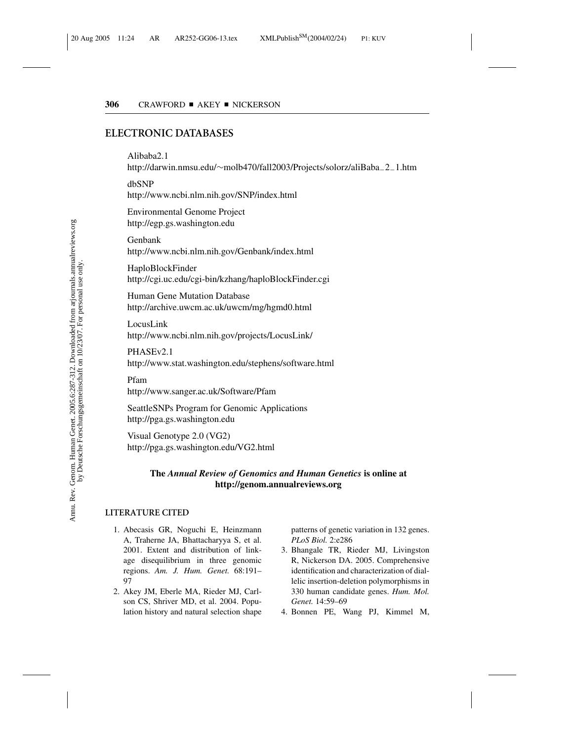## ELECTRONIC DATABASES

Alibaba2.1
http://darwin.nmsu.edu/~molb470/fall2003/Projects/solorz/aliBaba_2_1.htm

dbSNP
http://www.ncbi.nlm.nih.gov/SNP/index.html

Environmental Genome Project
http://egp.gs.washington.edu

Genbank
http://www.ncbi.nlm.nih.gov/Genbank/index.html

HaploBlockFinder
http://cgi.uc.edu/cgi-bin/kzhang/haploBlockFinder.cgi

Human Gene Mutation Database
http://archive.uwcm.ac.uk/uwcm/mg/hgmd0.html

LocusLink
http://www.ncbi.nlm.nih.gov/projects/LocusLink/

PHASEv2.1
http://www.stat.washington.edu/stephens/software.html

Pfam
http://www.sanger.ac.uk/Software/Pfam

SeattleSNPs Program for Genomic Applications
http://pga.gs.washington.edu

Visual Genotype 2.0 (VG2)
http://pga.gs.washington.edu/VG2.html

**The *Annual Review of Genomics and Human Genetics* is online at http://genom.annualreviews.org**

## LITERATURE CITED

1. Abecasis GR, Noguchi E, Heinzmann A, Traherne JA, Bhattacharyya S, et al. 2001. Extent and distribution of linkage disequilibrium in three genomic regions. *Am. J. Hum. Genet.* 68:191–97
2. Akey JM, Eberle MA, Rieder MJ, Carlson CS, Shriver MD, et al. 2004. Population history and natural selection shape patterns of genetic variation in 132 genes. *PLoS Biol.* 2:e286
3. Bhangale TR, Rieder MJ, Livingston R, Nickerson DA. 2005. Comprehensive identification and characterization of diallelic insertion-deletion polymorphisms in 330 human candidate genes. *Hum. Mol. Genet.* 14:59–69
4. Bonnen PE, Wang PJ, Kimmel M,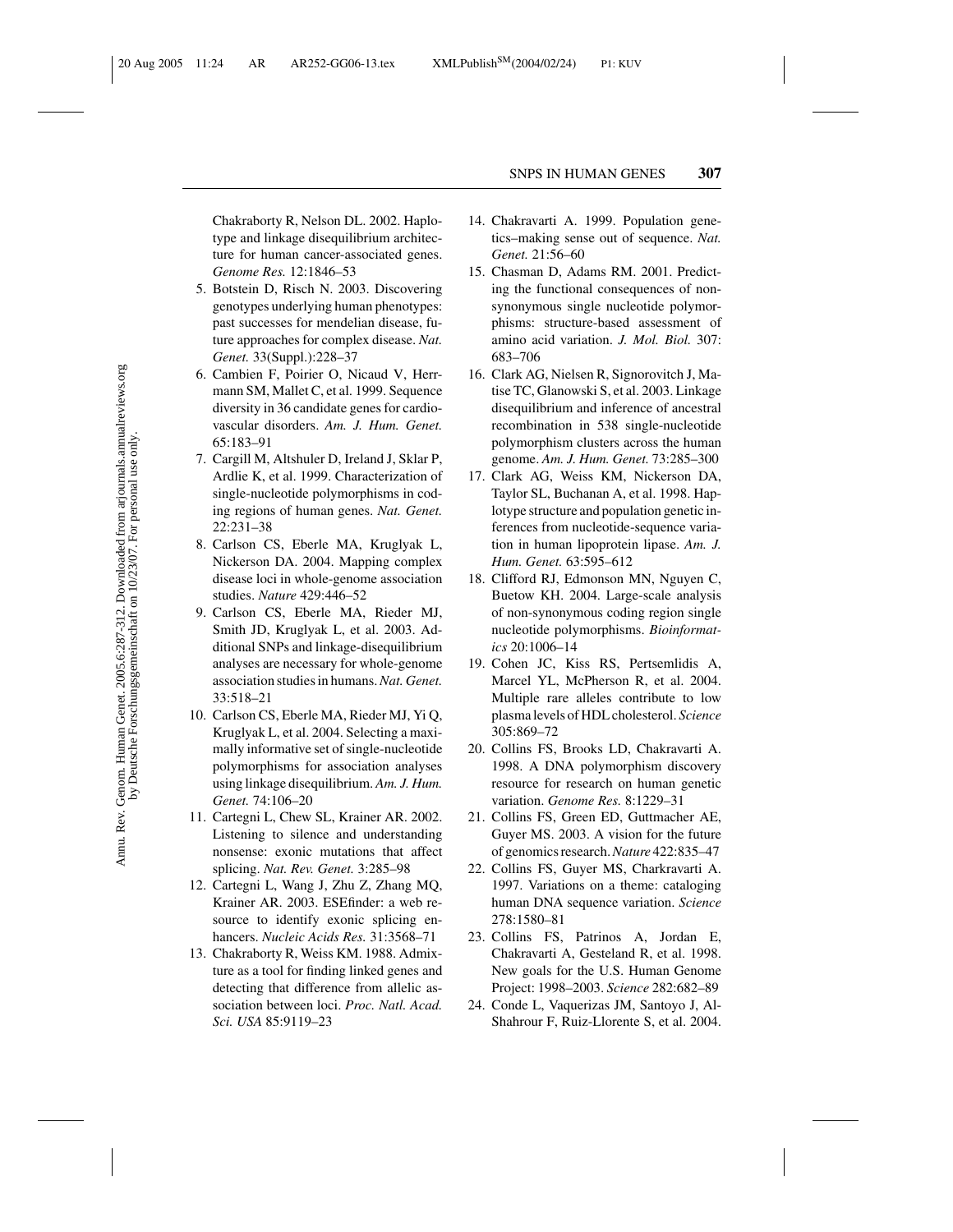Chakraborty R, Nelson DL. 2002. Haplotype and linkage disequilibrium architecture for human cancer-associated genes. *Genome Res.* 12:1846–53

5. Botstein D, Risch N. 2003. Discovering genotypes underlying human phenotypes: past successes for mendelian disease, future approaches for complex disease. *Nat. Genet.* 33(Suppl.):228–37
6. Cambien F, Poirier O, Nicaud V, Herrmann SM, Mallet C, et al. 1999. Sequence diversity in 36 candidate genes for cardiovascular disorders. *Am. J. Hum. Genet.* 65:183–91
7. Cargill M, Altshuler D, Ireland J, Sklar P, Ardlie K, et al. 1999. Characterization of single-nucleotide polymorphisms in coding regions of human genes. *Nat. Genet.* 22:231–38
8. Carlson CS, Eberle MA, Kruglyak L, Nickerson DA. 2004. Mapping complex disease loci in whole-genome association studies. *Nature* 429:446–52
9. Carlson CS, Eberle MA, Rieder MJ, Smith JD, Kruglyak L, et al. 2003. Additional SNPs and linkage-disequilibrium analyses are necessary for whole-genome association studies in humans. *Nat. Genet.* 33:518–21
10. Carlson CS, Eberle MA, Rieder MJ, Yi Q, Kruglyak L, et al. 2004. Selecting a maximally informative set of single-nucleotide polymorphisms for association analyses using linkage disequilibrium. *Am. J. Hum. Genet.* 74:106–20
11. Cartegni L, Chew SL, Krainer AR. 2002. Listening to silence and understanding nonsense: exonic mutations that affect splicing. *Nat. Rev. Genet.* 3:285–98
12. Cartegni L, Wang J, Zhu Z, Zhang MQ, Krainer AR. 2003. ESEfinder: a web resource to identify exonic splicing enhancers. *Nucleic Acids Res.* 31:3568–71
13. Chakraborty R, Weiss KM. 1988. Admixture as a tool for finding linked genes and detecting that difference from allelic association between loci. *Proc. Natl. Acad. Sci. USA* 85:9119–23
14. Chakravarti A. 1999. Population genetics–making sense out of sequence. *Nat. Genet.* 21:56–60
15. Chasman D, Adams RM. 2001. Predicting the functional consequences of nonsynonymous single nucleotide polymorphisms: structure-based assessment of amino acid variation. *J. Mol. Biol.* 307: 683–706
16. Clark AG, Nielsen R, Signorovitch J, Matise TC, Glanowski S, et al. 2003. Linkage disequilibrium and inference of ancestral recombination in 538 single-nucleotide polymorphism clusters across the human genome. *Am. J. Hum. Genet.* 73:285–300
17. Clark AG, Weiss KM, Nickerson DA, Taylor SL, Buchanan A, et al. 1998. Haplotype structure and population genetic inferences from nucleotide-sequence variation in human lipoprotein lipase. *Am. J. Hum. Genet.* 63:595–612
18. Clifford RJ, Edmonson MN, Nguyen C, Buetow KH. 2004. Large-scale analysis of non-synonymous coding region single nucleotide polymorphisms. *Bioinformatics* 20:1006–14
19. Cohen JC, Kiss RS, Pertsemlidis A, Marcel YL, McPherson R, et al. 2004. Multiple rare alleles contribute to low plasma levels of HDL cholesterol. *Science* 305:869–72
20. Collins FS, Brooks LD, Chakravarti A. 1998. A DNA polymorphism discovery resource for research on human genetic variation. *Genome Res.* 8:1229–31
21. Collins FS, Green ED, Guttmacher AE, Guyer MS. 2003. A vision for the future of genomics research. *Nature* 422:835–47
22. Collins FS, Guyer MS, Charkravarti A. 1997. Variations on a theme: cataloging human DNA sequence variation. *Science* 278:1580–81
23. Collins FS, Patrinos A, Jordan E, Chakravarti A, Gesteland R, et al. 1998. New goals for the U.S. Human Genome Project: 1998–2003. *Science* 282:682–89
24. Conde L, Vaquerizas JM, Santoyo J, Al-Shahrour F, Ruiz-Llorente S, et al. 2004.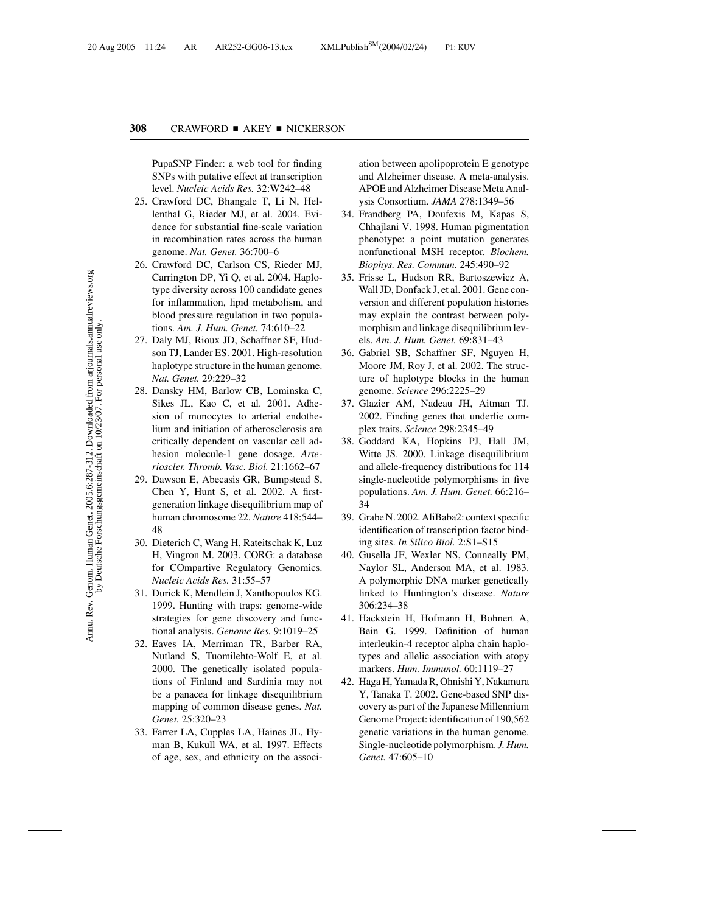PupaSNP Finder: a web tool for finding SNPs with putative effect at transcription level. *Nucleic Acids Res.* 32:W242–48

25. Crawford DC, Bhangale T, Li N, Hellenthal G, Rieder MJ, et al. 2004. Evidence for substantial fine-scale variation in recombination rates across the human genome. *Nat. Genet.* 36:700–6
26. Crawford DC, Carlson CS, Rieder MJ, Carrington DP, Yi Q, et al. 2004. Haplotype diversity across 100 candidate genes for inflammation, lipid metabolism, and blood pressure regulation in two populations. *Am. J. Hum. Genet.* 74:610–22
27. Daly MJ, Rioux JD, Schaffner SF, Hudson TJ, Lander ES. 2001. High-resolution haplotype structure in the human genome. *Nat. Genet.* 29:229–32
28. Dansky HM, Barlow CB, Lominska C, Sikes JL, Kao C, et al. 2001. Adhesion of monocytes to arterial endothelium and initiation of atherosclerosis are critically dependent on vascular cell adhesion molecule-1 gene dosage. *Arterioscler. Thromb. Vasc. Biol.* 21:1662–67
29. Dawson E, Abecasis GR, Bumpstead S, Chen Y, Hunt S, et al. 2002. A first-generation linkage disequilibrium map of human chromosome 22. *Nature* 418:544–48
30. Dieterich C, Wang H, Rateitschak K, Luz H, Vingron M. 2003. CORG: a database for COmpartive Regulatory Genomics. *Nucleic Acids Res.* 31:55–57
31. Durick K, Mendlein J, Xanthopoulos KG. 1999. Hunting with traps: genome-wide strategies for gene discovery and functional analysis. *Genome Res.* 9:1019–25
32. Eaves IA, Merriman TR, Barber RA, Nutland S, Tuomilehto-Wolf E, et al. 2000. The genetically isolated populations of Finland and Sardinia may not be a panacea for linkage disequilibrium mapping of common disease genes. *Nat. Genet.* 25:320–23
33. Farrer LA, Cupples LA, Haines JL, Hyman B, Kukull WA, et al. 1997. Effects of age, sex, and ethnicity on the association between apolipoprotein E genotype and Alzheimer disease. A meta-analysis. APOE and Alzheimer Disease Meta Analysis Consortium. *JAMA* 278:1349–56
34. Frandberg PA, Doufexis M, Kapas S, Chhajlani V. 1998. Human pigmentation phenotype: a point mutation generates nonfunctional MSH receptor. *Biochem. Biophys. Res. Commun.* 245:490–92
35. Frisse L, Hudson RR, Bartoszewicz A, Wall JD, Donfack J, et al. 2001. Gene conversion and different population histories may explain the contrast between polymorphism and linkage disequilibrium levels. *Am. J. Hum. Genet.* 69:831–43
36. Gabriel SB, Schaffner SF, Nguyen H, Moore JM, Roy J, et al. 2002. The structure of haplotype blocks in the human genome. *Science* 296:2225–29
37. Glazier AM, Nadeau JH, Aitman TJ. 2002. Finding genes that underlie complex traits. *Science* 298:2345–49
38. Goddard KA, Hopkins PJ, Hall JM, Witte JS. 2000. Linkage disequilibrium and allele-frequency distributions for 114 single-nucleotide polymorphisms in five populations. *Am. J. Hum. Genet.* 66:216–34
39. Grabe N. 2002. AliBaba2: context specific identification of transcription factor binding sites. *In Silico Biol.* 2:S1–S15
40. Gusella JF, Wexler NS, Conneally PM, Naylor SL, Anderson MA, et al. 1983. A polymorphic DNA marker genetically linked to Huntington's disease. *Nature* 306:234–38
41. Hackstein H, Hofmann H, Bohnert A, Bein G. 1999. Definition of human interleukin-4 receptor alpha chain haplotypes and allelic association with atopy markers. *Hum. Immunol.* 60:1119–27
42. Haga H, Yamada R, Ohnishi Y, Nakamura Y, Tanaka T. 2002. Gene-based SNP discovery as part of the Japanese Millennium Genome Project: identification of 190,562 genetic variations in the human genome. Single-nucleotide polymorphism. *J. Hum. Genet.* 47:605–10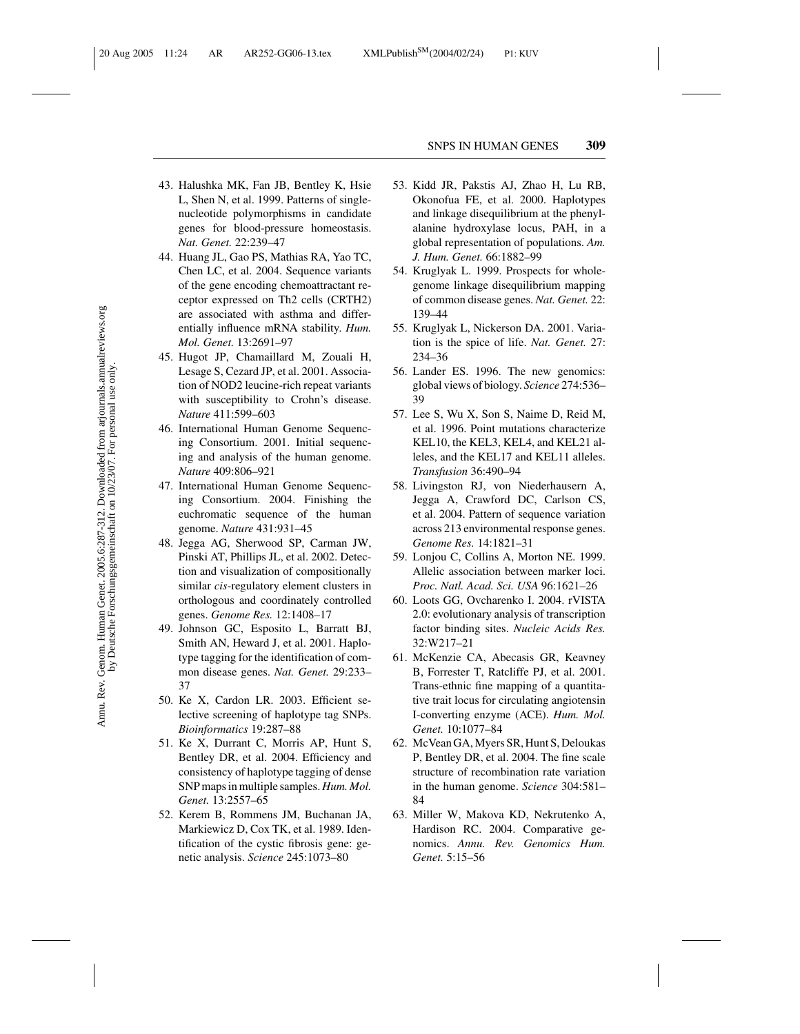43. Halushka MK, Fan JB, Bentley K, Hsie L, Shen N, et al. 1999. Patterns of single-nucleotide polymorphisms in candidate genes for blood-pressure homeostasis. *Nat. Genet.* 22:239–47
44. Huang JL, Gao PS, Mathias RA, Yao TC, Chen LC, et al. 2004. Sequence variants of the gene encoding chemoattractant receptor expressed on Th2 cells (CRTH2) are associated with asthma and differentially influence mRNA stability. *Hum. Mol. Genet.* 13:2691–97
45. Hugot JP, Chamaillard M, Zouali H, Lesage S, Cezard JP, et al. 2001. Association of NOD2 leucine-rich repeat variants with susceptibility to Crohn's disease. *Nature* 411:599–603
46. International Human Genome Sequencing Consortium. 2001. Initial sequencing and analysis of the human genome. *Nature* 409:806–921
47. International Human Genome Sequencing Consortium. 2004. Finishing the euchromatic sequence of the human genome. *Nature* 431:931–45
48. Jegga AG, Sherwood SP, Carman JW, Pinski AT, Phillips JL, et al. 2002. Detection and visualization of compositionally similar *cis*-regulatory element clusters in orthologous and coordinately controlled genes. *Genome Res.* 12:1408–17
49. Johnson GC, Esposito L, Barratt BJ, Smith AN, Heward J, et al. 2001. Haplotype tagging for the identification of common disease genes. *Nat. Genet.* 29:233–37
50. Ke X, Cardon LR. 2003. Efficient selective screening of haplotype tag SNPs. *Bioinformatics* 19:287–88
51. Ke X, Durrant C, Morris AP, Hunt S, Bentley DR, et al. 2004. Efficiency and consistency of haplotype tagging of dense SNP maps in multiple samples. *Hum. Mol. Genet.* 13:2557–65
52. Kerem B, Rommens JM, Buchanan JA, Markiewicz D, Cox TK, et al. 1989. Identification of the cystic fibrosis gene: genetic analysis. *Science* 245:1073–80
53. Kidd JR, Pakstis AJ, Zhao H, Lu RB, Okonofua FE, et al. 2000. Haplotypes and linkage disequilibrium at the phenylalanine hydroxylase locus, PAH, in a global representation of populations. *Am. J. Hum. Genet.* 66:1882–99
54. Kruglyak L. 1999. Prospects for whole-genome linkage disequilibrium mapping of common disease genes. *Nat. Genet.* 22: 139–44
55. Kruglyak L, Nickerson DA. 2001. Variation is the spice of life. *Nat. Genet.* 27: 234–36
56. Lander ES. 1996. The new genomics: global views of biology. *Science* 274:536–39
57. Lee S, Wu X, Son S, Naime D, Reid M, et al. 1996. Point mutations characterize KEL10, the KEL3, KEL4, and KEL21 alleles, and the KEL17 and KEL11 alleles. *Transfusion* 36:490–94
58. Livingston RJ, von Niederhausern A, Jegga A, Crawford DC, Carlson CS, et al. 2004. Pattern of sequence variation across 213 environmental response genes. *Genome Res.* 14:1821–31
59. Lonjou C, Collins A, Morton NE. 1999. Allelic association between marker loci. *Proc. Natl. Acad. Sci. USA* 96:1621–26
60. Loots GG, Ovcharenko I. 2004. rVISTA 2.0: evolutionary analysis of transcription factor binding sites. *Nucleic Acids Res.* 32:W217–21
61. McKenzie CA, Abecasis GR, Keavney B, Forrester T, Ratcliffe PJ, et al. 2001. Trans-ethnic fine mapping of a quantitative trait locus for circulating angiotensin I-converting enzyme (ACE). *Hum. Mol. Genet.* 10:1077–84
62. McVean GA, Myers SR, Hunt S, Deloukas P, Bentley DR, et al. 2004. The fine scale structure of recombination rate variation in the human genome. *Science* 304:581–84
63. Miller W, Makova KD, Nekrutenko A, Hardison RC. 2004. Comparative genomics. *Annu. Rev. Genomics Hum. Genet.* 5:15–56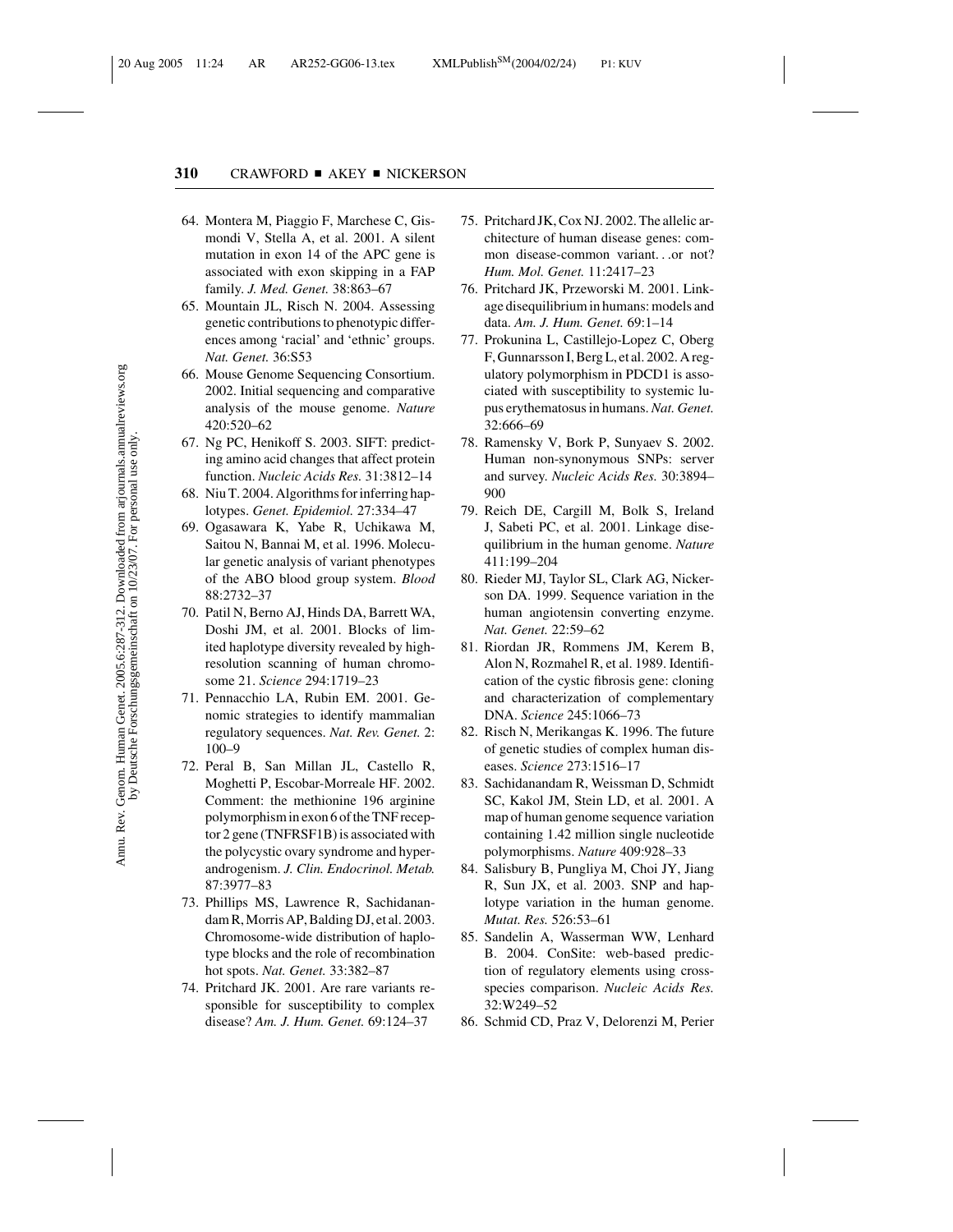64. Montera M, Piaggio F, Marchese C, Gismondi V, Stella A, et al. 2001. A silent mutation in exon 14 of the APC gene is associated with exon skipping in a FAP family. *J. Med. Genet.* 38:863–67
65. Mountain JL, Risch N. 2004. Assessing genetic contributions to phenotypic differences among 'racial' and 'ethnic' groups. *Nat. Genet.* 36:S53
66. Mouse Genome Sequencing Consortium. 2002. Initial sequencing and comparative analysis of the mouse genome. *Nature* 420:520–62
67. Ng PC, Henikoff S. 2003. SIFT: predicting amino acid changes that affect protein function. *Nucleic Acids Res.* 31:3812–14
68. Niu T. 2004. Algorithms for inferring haplotypes. *Genet. Epidemiol.* 27:334–47
69. Ogasawara K, Yabe R, Uchikawa M, Saitou N, Bannai M, et al. 1996. Molecular genetic analysis of variant phenotypes of the ABO blood group system. *Blood* 88:2732–37
70. Patil N, Berno AJ, Hinds DA, Barrett WA, Doshi JM, et al. 2001. Blocks of limited haplotype diversity revealed by high-resolution scanning of human chromosome 21. *Science* 294:1719–23
71. Pennacchio LA, Rubin EM. 2001. Genomic strategies to identify mammalian regulatory sequences. *Nat. Rev. Genet.* 2: 100–9
72. Peral B, San Millan JL, Castello R, Moghetti P, Escobar-Morreale HF. 2002. Comment: the methionine 196 arginine polymorphism in exon 6 of the TNF receptor 2 gene (TNFRSF1B) is associated with the polycystic ovary syndrome and hyperandrogenism. *J. Clin. Endocrinol. Metab.* 87:3977–83
73. Phillips MS, Lawrence R, Sachidanandam R, Morris AP, Balding DJ, et al. 2003. Chromosome-wide distribution of haplotype blocks and the role of recombination hot spots. *Nat. Genet.* 33:382–87
74. Pritchard JK. 2001. Are rare variants responsible for susceptibility to complex disease? *Am. J. Hum. Genet.* 69:124–37
75. Pritchard JK, Cox NJ. 2002. The allelic architecture of human disease genes: common disease-common variant...or not? *Hum. Mol. Genet.* 11:2417–23
76. Pritchard JK, Przeworski M. 2001. Linkage disequilibrium in humans: models and data. *Am. J. Hum. Genet.* 69:1–14
77. Prokunina L, Castillejo-Lopez C, Oberg F, Gunnarsson I, Berg L, et al. 2002. A regulatory polymorphism in PDCD1 is associated with susceptibility to systemic lupus erythematosus in humans. *Nat. Genet.* 32:666–69
78. Ramensky V, Bork P, Sunyaev S. 2002. Human non-synonymous SNPs: server and survey. *Nucleic Acids Res.* 30:3894–900
79. Reich DE, Cargill M, Bolk S, Ireland J, Sabeti PC, et al. 2001. Linkage disequilibrium in the human genome. *Nature* 411:199–204
80. Rieder MJ, Taylor SL, Clark AG, Nickerson DA. 1999. Sequence variation in the human angiotensin converting enzyme. *Nat. Genet.* 22:59–62
81. Riordan JR, Rommens JM, Kerem B, Alon N, Rozmahel R, et al. 1989. Identification of the cystic fibrosis gene: cloning and characterization of complementary DNA. *Science* 245:1066–73
82. Risch N, Merikangas K. 1996. The future of genetic studies of complex human diseases. *Science* 273:1516–17
83. Sachidanandam R, Weissman D, Schmidt SC, Kakol JM, Stein LD, et al. 2001. A map of human genome sequence variation containing 1.42 million single nucleotide polymorphisms. *Nature* 409:928–33
84. Salisbury B, Pungliya M, Choi JY, Jiang R, Sun JX, et al. 2003. SNP and haplotype variation in the human genome. *Mutat. Res.* 526:53–61
85. Sandelin A, Wasserman WW, Lenhard B. 2004. ConSite: web-based prediction of regulatory elements using cross-species comparison. *Nucleic Acids Res.* 32:W249–52
86. Schmid CD, Praz V, Delorenzi M, Perier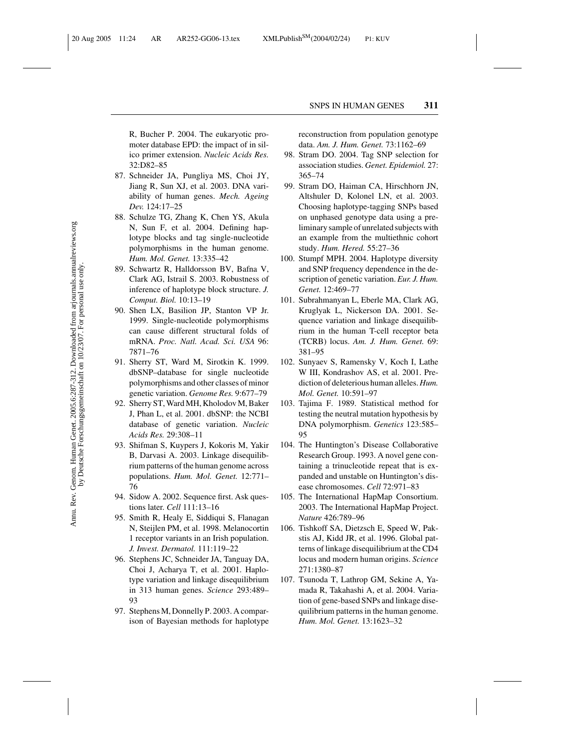R, Bucher P. 2004. The eukaryotic promoter database EPD: the impact of in silico primer extension. *Nucleic Acids Res.* 32:D82–85

87. Schneider JA, Pungliya MS, Choi JY, Jiang R, Sun XJ, et al. 2003. DNA variability of human genes. *Mech. Ageing Dev.* 124:17–25
88. Schulze TG, Zhang K, Chen YS, Akula N, Sun F, et al. 2004. Defining haplotype blocks and tag single-nucleotide polymorphisms in the human genome. *Hum. Mol. Genet.* 13:335–42
89. Schwartz R, Halldorsson BV, Bafna V, Clark AG, Istrail S. 2003. Robustness of inference of haplotype block structure. *J. Comput. Biol.* 10:13–19
90. Shen LX, Basilion JP, Stanton VP Jr. 1999. Single-nucleotide polymorphisms can cause different structural folds of mRNA. *Proc. Natl. Acad. Sci. USA* 96: 7871–76
91. Sherry ST, Ward M, Sirotkin K. 1999. dbSNP–database for single nucleotide polymorphisms and other classes of minor genetic variation. *Genome Res.* 9:677–79
92. Sherry ST, Ward MH, Kholodov M, Baker J, Phan L, et al. 2001. dbSNP: the NCBI database of genetic variation. *Nucleic Acids Res.* 29:308–11
93. Shifman S, Kuypers J, Kokoris M, Yakir B, Darvasi A. 2003. Linkage disequilibrium patterns of the human genome across populations. *Hum. Mol. Genet.* 12:771–76
94. Sidow A. 2002. Sequence first. Ask questions later. *Cell* 111:13–16
95. Smith R, Healy E, Siddiqui S, Flanagan N, Steijlen PM, et al. 1998. Melanocortin 1 receptor variants in an Irish population. *J. Invest. Dermatol.* 111:119–22
96. Stephens JC, Schneider JA, Tanguay DA, Choi J, Acharya T, et al. 2001. Haplotype variation and linkage disequilibrium in 313 human genes. *Science* 293:489–93
97. Stephens M, Donnelly P. 2003. A comparison of Bayesian methods for haplotype reconstruction from population genotype data. *Am. J. Hum. Genet.* 73:1162–69
98. Stram DO. 2004. Tag SNP selection for association studies. *Genet. Epidemiol.* 27: 365–74
99. Stram DO, Haiman CA, Hirschhorn JN, Altshuler D, Kolonel LN, et al. 2003. Choosing haplotype-tagging SNPs based on unphased genotype data using a preliminary sample of unrelated subjects with an example from the multiethnic cohort study. *Hum. Hered.* 55:27–36
100. Stumpf MPH. 2004. Haplotype diversity and SNP frequency dependence in the description of genetic variation. *Eur. J. Hum. Genet.* 12:469–77
101. Subrahmanyan L, Eberle MA, Clark AG, Kruglyak L, Nickerson DA. 2001. Sequence variation and linkage disequilibrium in the human T-cell receptor beta (TCRB) locus. *Am. J. Hum. Genet.* 69: 381–95
102. Sunyaev S, Ramensky V, Koch I, Lathe W III, Kondrashov AS, et al. 2001. Prediction of deleterious human alleles. *Hum. Mol. Genet.* 10:591–97
103. Tajima F. 1989. Statistical method for testing the neutral mutation hypothesis by DNA polymorphism. *Genetics* 123:585–95
104. The Huntington's Disease Collaborative Research Group. 1993. A novel gene containing a trinucleotide repeat that is expanded and unstable on Huntington's disease chromosomes. *Cell* 72:971–83
105. The International HapMap Consortium. 2003. The International HapMap Project. *Nature* 426:789–96
106. Tishkoff SA, Dietzsch E, Speed W, Pakstis AJ, Kidd JR, et al. 1996. Global patterns of linkage disequilibrium at the CD4 locus and modern human origins. *Science* 271:1380–87
107. Tsunoda T, Lathrop GM, Sekine A, Yamada R, Takahashi A, et al. 2004. Variation of gene-based SNPs and linkage disequilibrium patterns in the human genome. *Hum. Mol. Genet.* 13:1623–32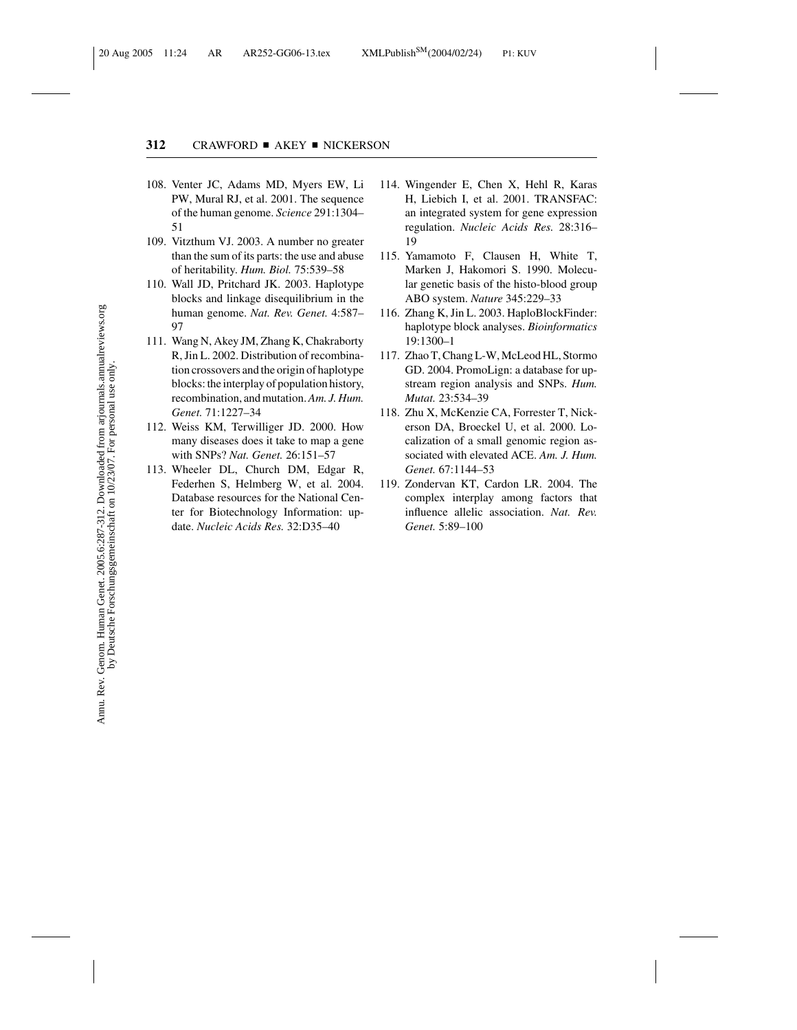108. Venter JC, Adams MD, Myers EW, Li PW, Mural RJ, et al. 2001. The sequence of the human genome. *Science* 291:1304–51
109. Vitzthum VJ. 2003. A number no greater than the sum of its parts: the use and abuse of heritability. *Hum. Biol.* 75:539–58
110. Wall JD, Pritchard JK. 2003. Haplotype blocks and linkage disequilibrium in the human genome. *Nat. Rev. Genet.* 4:587–97
111. Wang N, Akey JM, Zhang K, Chakraborty R, Jin L. 2002. Distribution of recombination crossovers and the origin of haplotype blocks: the interplay of population history, recombination, and mutation. *Am. J. Hum. Genet.* 71:1227–34
112. Weiss KM, Terwilliger JD. 2000. How many diseases does it take to map a gene with SNPs? *Nat. Genet.* 26:151–57
113. Wheeler DL, Church DM, Edgar R, Federhen S, Helmberg W, et al. 2004. Database resources for the National Center for Biotechnology Information: update. *Nucleic Acids Res.* 32:D35–40
114. Wingender E, Chen X, Hehl R, Karas H, Liebich I, et al. 2001. TRANSFAC: an integrated system for gene expression regulation. *Nucleic Acids Res.* 28:316–19
115. Yamamoto F, Clausen H, White T, Marken J, Hakomori S. 1990. Molecular genetic basis of the histo-blood group ABO system. *Nature* 345:229–33
116. Zhang K, Jin L. 2003. HaploBlockFinder: haplotype block analyses. *Bioinformatics* 19:1300–1
117. Zhao T, Chang L-W, McLeod HL, Stormo GD. 2004. PromoLign: a database for upstream region analysis and SNPs. *Hum. Mutat.* 23:534–39
118. Zhu X, McKenzie CA, Forrester T, Nickerson DA, Broeckel U, et al. 2000. Localization of a small genomic region associated with elevated ACE. *Am. J. Hum. Genet.* 67:1144–53
119. Zondervan KT, Cardon LR. 2004. The complex interplay among factors that influence allelic association. *Nat. Rev. Genet.* 5:89–100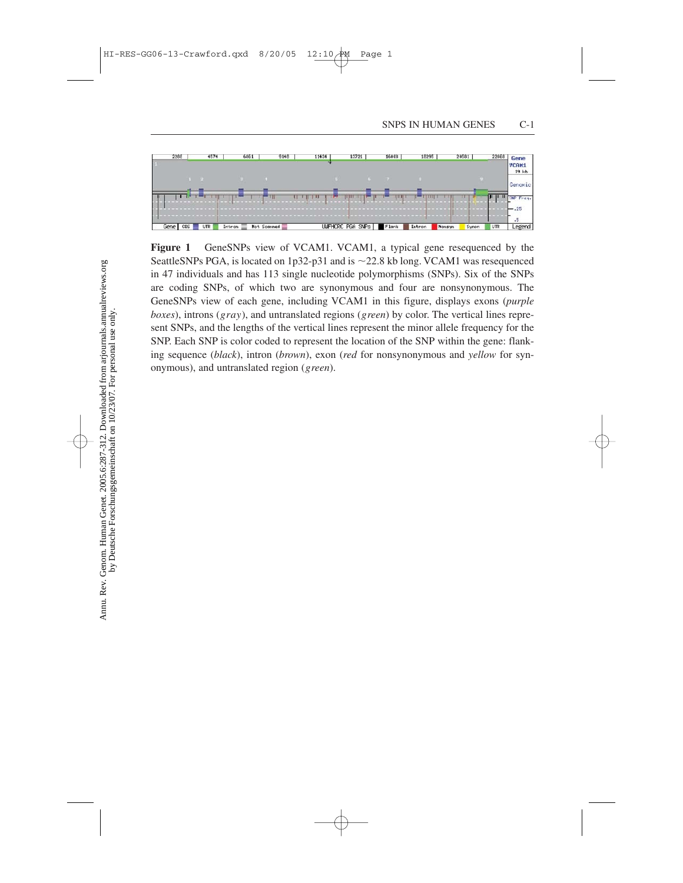**Figure 1** GeneSNPs view of VCAM1. VCAM1, a typical gene resequenced by the SeattleSNPs PGA, is located on 1p32-p31 and is ~22.8 kb long. VCAM1 was resequenced in 47 individuals and has 113 single nucleotide polymorphisms (SNPs). Six of the SNPs are coding SNPs, of which two are synonymous and four are nonsynonymous. The GeneSNPs view of each gene, including VCAM1 in this figure, displays exons (*purple boxes*), introns (*gray*), and untranslated regions (*green*) by color. The vertical lines represent SNPs, and the lengths of the vertical lines represent the minor allele frequency for the SNP. Each SNP is color coded to represent the location of the SNP within the gene: flanking sequence (*black*), intron (*brown*), exon (*red* for nonsynonymous and *yellow* for synonymous), and untranslated region (*green*).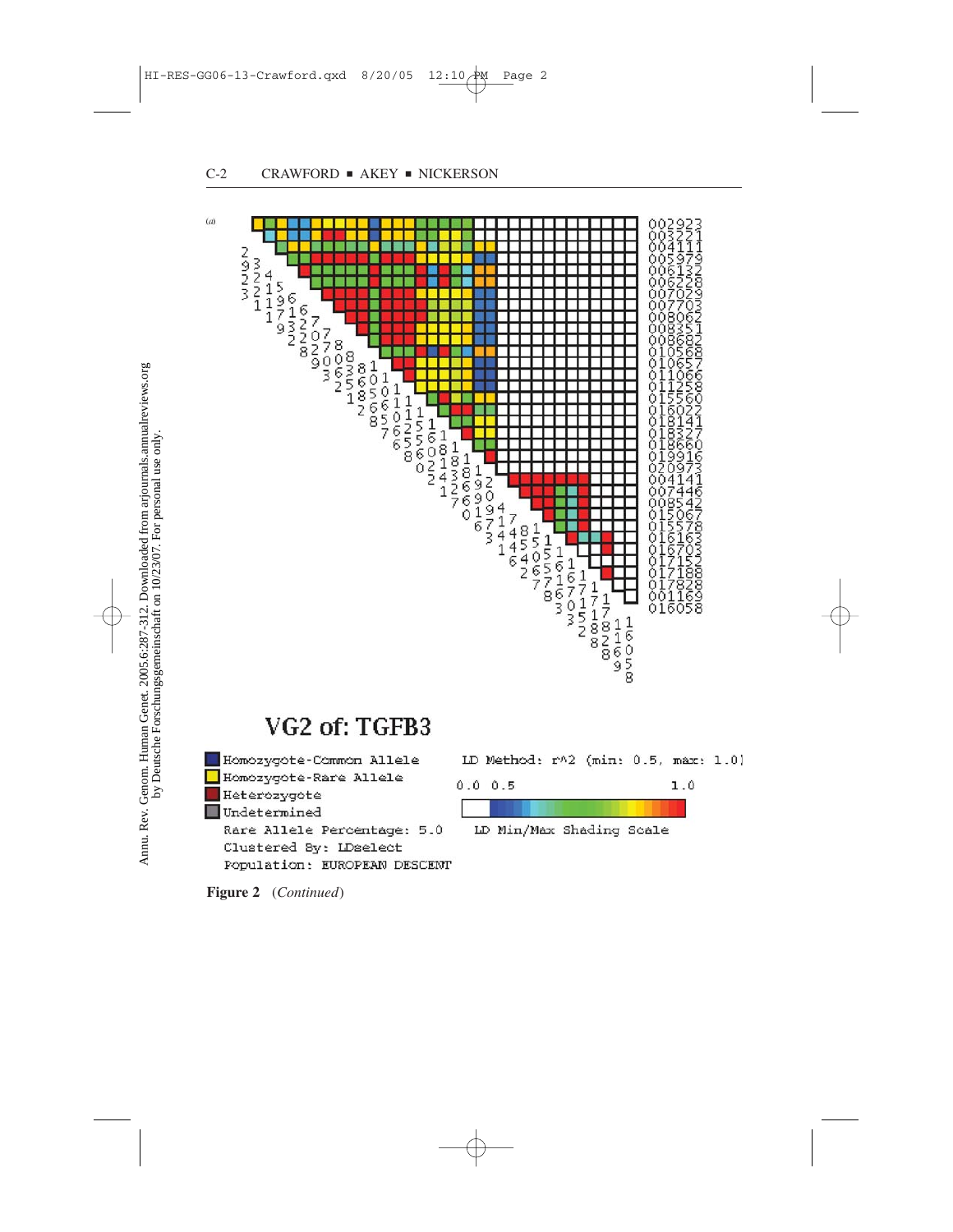(a)

002923
003221
004111
005979
006132
006228
007029
007703
008062
008351
008682
010568
010657
011066
011258
015560
016022
018141
018327
018660
019916
020973
004141
007446
008542
015067
015578
016163
016703
017152
017188
017828
001169
016058

# VG2 of: TGFB3

Homozygote-Common Allele
Homozygote-Rare Allele
Heterozygote
Undetermined
Rare Allele Percentage: 5.0
Clustered By: LDselect
Population: EUROPEAN DESCENT

LD Method: r^2 (min: 0.5, max: 1.0)

0.0 0.5 1.0

LD Min/Max Shading Scale

**Figure 2** (*Continued*)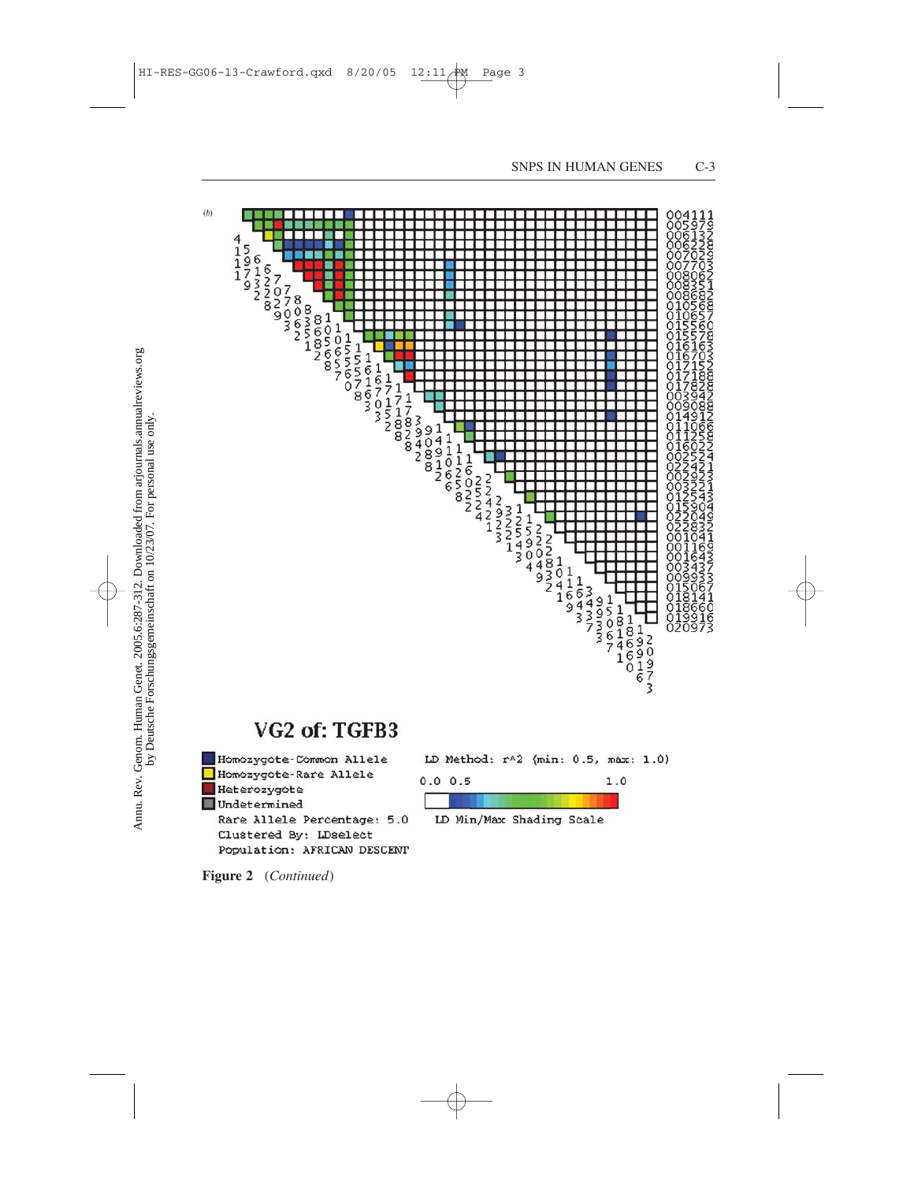(b)

**VG2 of: TGFB3**

Homozygote-Common Allele
Homozygote-Rare Allele
Heterozygote
Undetermined
Rare Allele Percentage: 5.0
Clustered By: LDselect
Population: AFRICAN DESCENT

LD Method: r^2 (min: 0.5, max: 1.0)

0.0 0.5 1.0

LD Min/Max Shading Scale

**Figure 2** (*Continued*)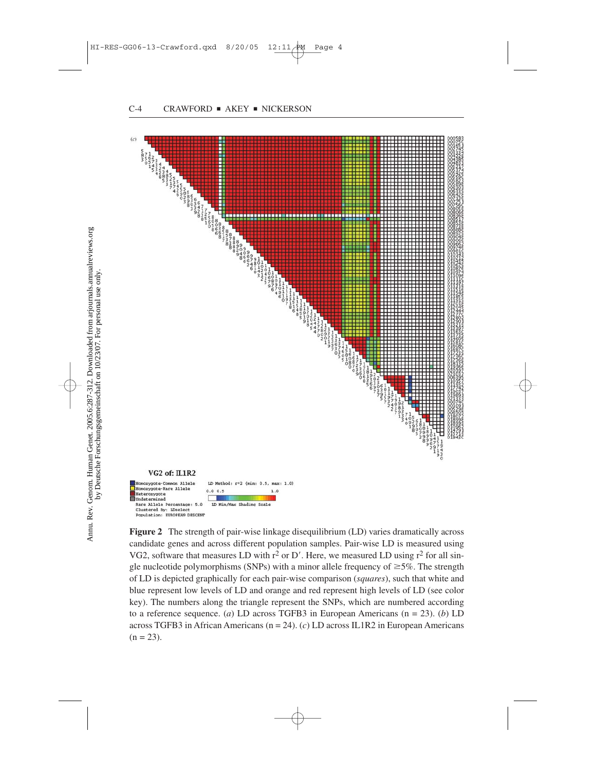**Figure 2** The strength of pair-wise linkage disequilibrium (LD) varies dramatically across candidate genes and across different population samples. Pair-wise LD is measured using VG2, software that measures LD with $r^2$ or D′. Here, we measured LD using $r^2$ for all single nucleotide polymorphisms (SNPs) with a minor allele frequency of ≥5%. The strength of LD is depicted graphically for each pair-wise comparison (*squares*), such that white and blue represent low levels of LD and orange and red represent high levels of LD (see color key). The numbers along the triangle represent the SNPs, which are numbered according to a reference sequence. (*a*) LD across TGFB3 in European Americans (n = 23). (*b*) LD across TGFB3 in African Americans (n = 24). (*c*) LD across IL1R2 in European Americans (n = 23).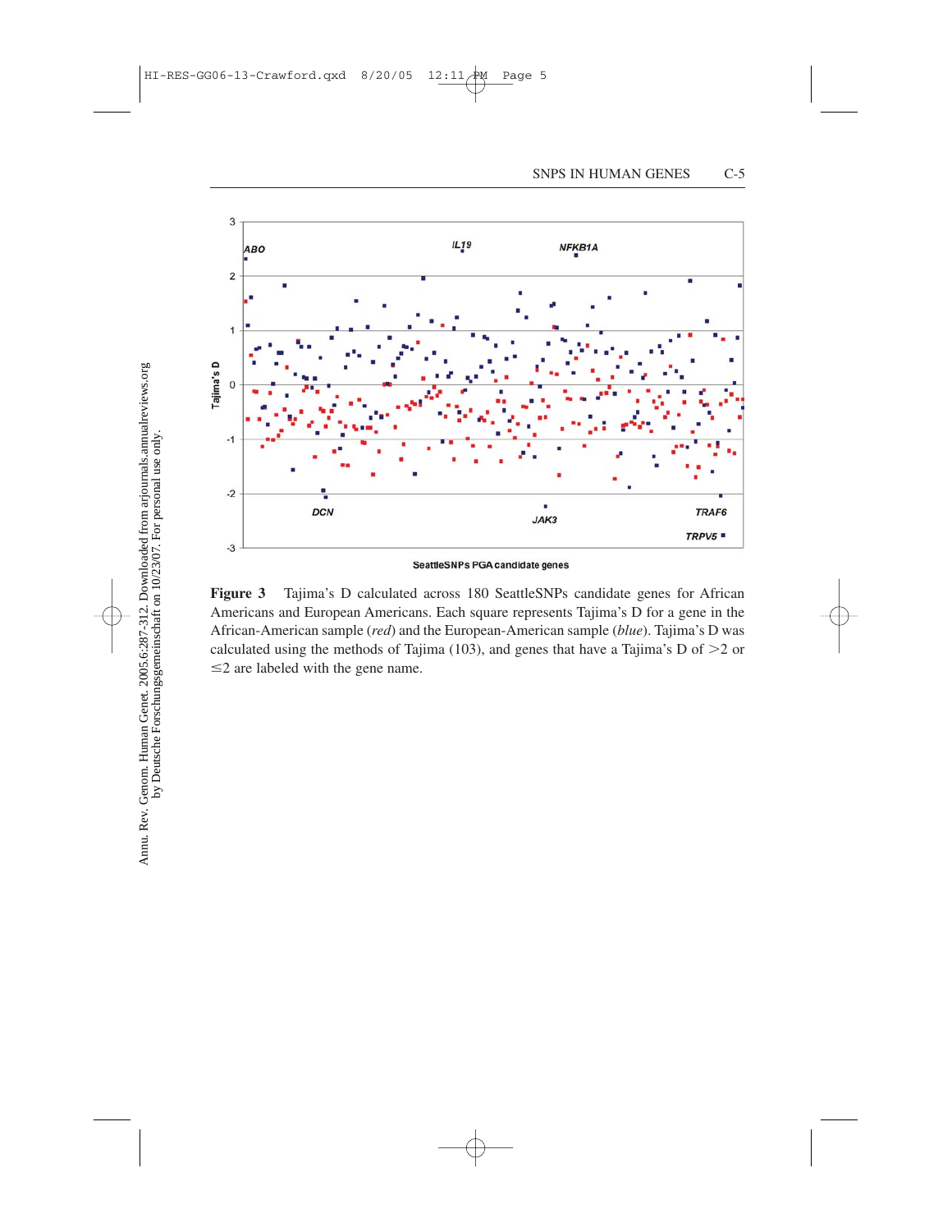**Figure 3** Tajima's D calculated across 180 SeattleSNPs candidate genes for African Americans and European Americans. Each square represents Tajima's D for a gene in the African-American sample (*red*) and the European-American sample (*blue*). Tajima's D was calculated using the methods of Tajima (103), and genes that have a Tajima's D of $>2$ or $\leq 2$ are labeled with the gene name.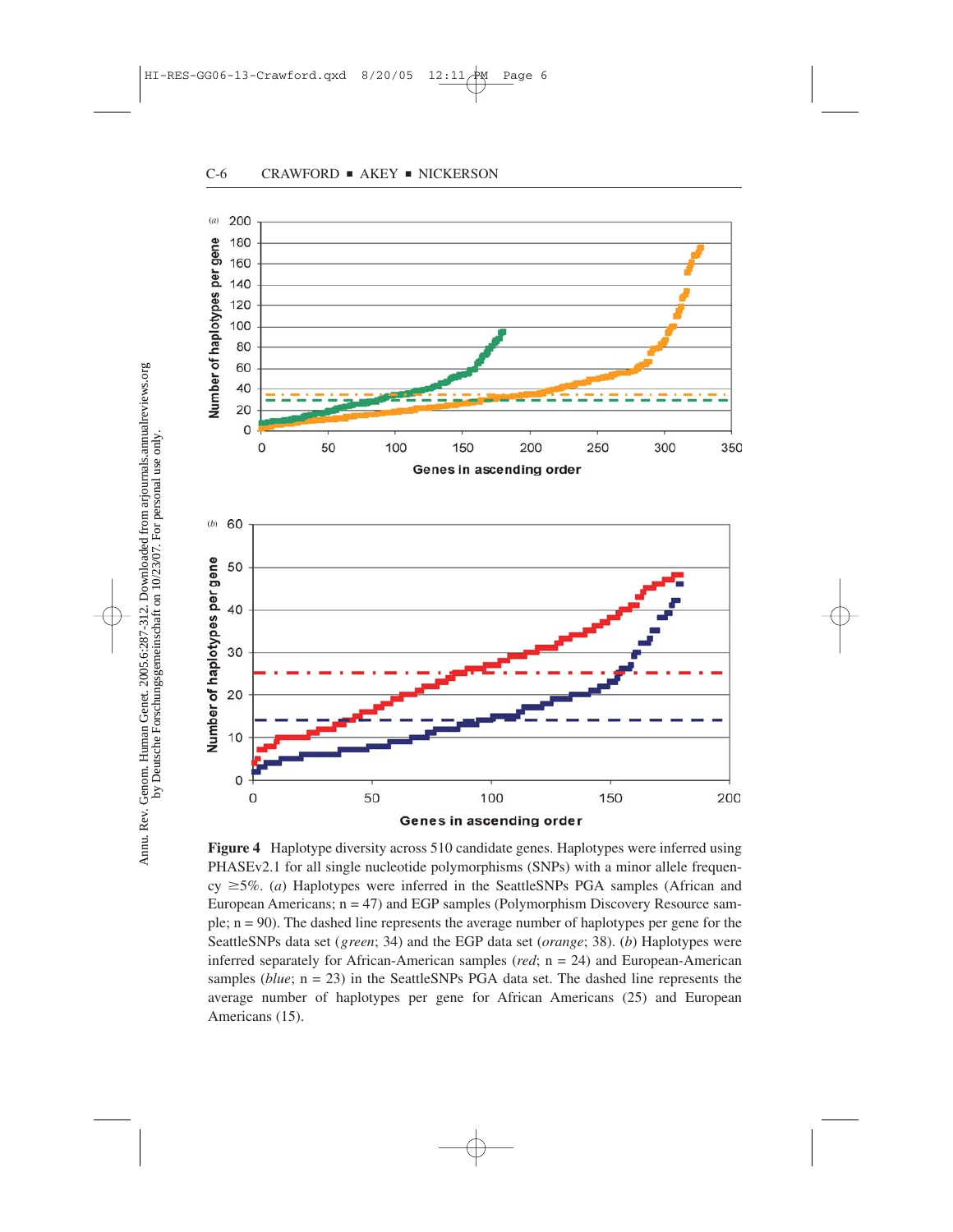**Figure 4** Haplotype diversity across 510 candidate genes. Haplotypes were inferred using PHASEv2.1 for all single nucleotide polymorphisms (SNPs) with a minor allele frequency ≥5%. (*a*) Haplotypes were inferred in the SeattleSNPs PGA samples (African and European Americans; n = 47) and EGP samples (Polymorphism Discovery Resource sample; n = 90). The dashed line represents the average number of haplotypes per gene for the SeattleSNPs data set (*green*; 34) and the EGP data set (*orange*; 38). (*b*) Haplotypes were inferred separately for African-American samples (*red*; n = 24) and European-American samples (*blue*; n = 23) in the SeattleSNPs PGA data set. The dashed line represents the average number of haplotypes per gene for African Americans (25) and European Americans (15).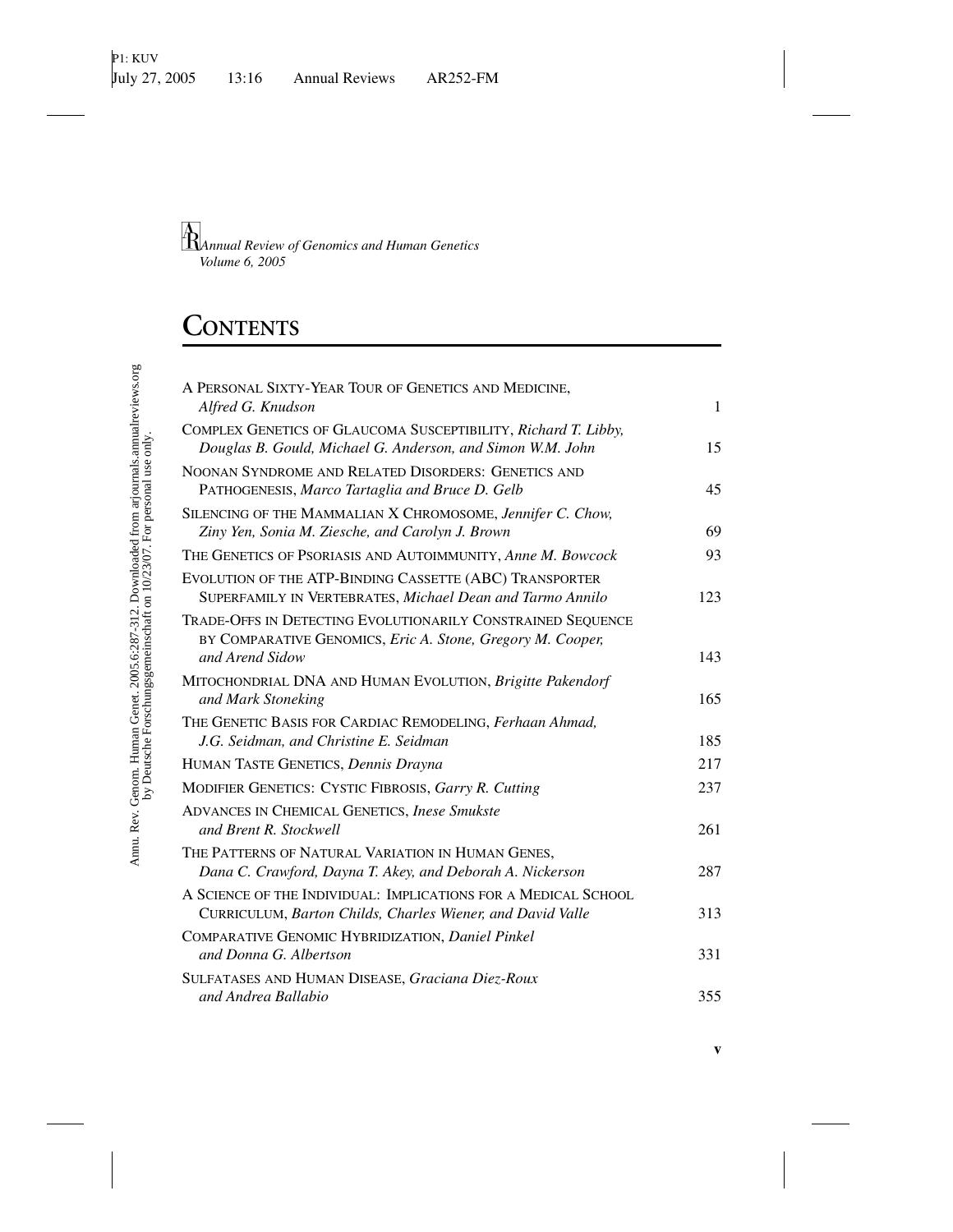*Annual Review of Genomics and Human Genetics*
*Volume 6, 2005*

# Contents

| | |
|---|---|
| A Personal Sixty-Year Tour of Genetics and Medicine, *Alfred G. Knudson* | 1 |
| Complex Genetics of Glaucoma Susceptibility, *Richard T. Libby, Douglas B. Gould, Michael G. Anderson, and Simon W.M. John* | 15 |
| Noonan Syndrome and Related Disorders: Genetics and Pathogenesis, *Marco Tartaglia and Bruce D. Gelb* | 45 |
| Silencing of the Mammalian X Chromosome, *Jennifer C. Chow, Ziny Yen, Sonia M. Ziesche, and Carolyn J. Brown* | 69 |
| The Genetics of Psoriasis and Autoimmunity, *Anne M. Bowcock* | 93 |
| Evolution of the ATP-Binding Cassette (ABC) Transporter Superfamily in Vertebrates, *Michael Dean and Tarmo Annilo* | 123 |
| Trade-Offs in Detecting Evolutionarily Constrained Sequence by Comparative Genomics, *Eric A. Stone, Gregory M. Cooper, and Arend Sidow* | 143 |
| Mitochondrial DNA and Human Evolution, *Brigitte Pakendorf and Mark Stoneking* | 165 |
| The Genetic Basis for Cardiac Remodeling, *Ferhaan Ahmad, J.G. Seidman, and Christine E. Seidman* | 185 |
| Human Taste Genetics, *Dennis Drayna* | 217 |
| Modifier Genetics: Cystic Fibrosis, *Garry R. Cutting* | 237 |
| Advances in Chemical Genetics, *Inese Smukste and Brent R. Stockwell* | 261 |
| The Patterns of Natural Variation in Human Genes, *Dana C. Crawford, Dayna T. Akey, and Deborah A. Nickerson* | 287 |
| A Science of the Individual: Implications for a Medical School Curriculum, *Barton Childs, Charles Wiener, and David Valle* | 313 |
| Comparative Genomic Hybridization, *Daniel Pinkel and Donna G. Albertson* | 331 |
| Sulfatases and Human Disease, *Graciana Diez-Roux and Andrea Ballabio* | 355 |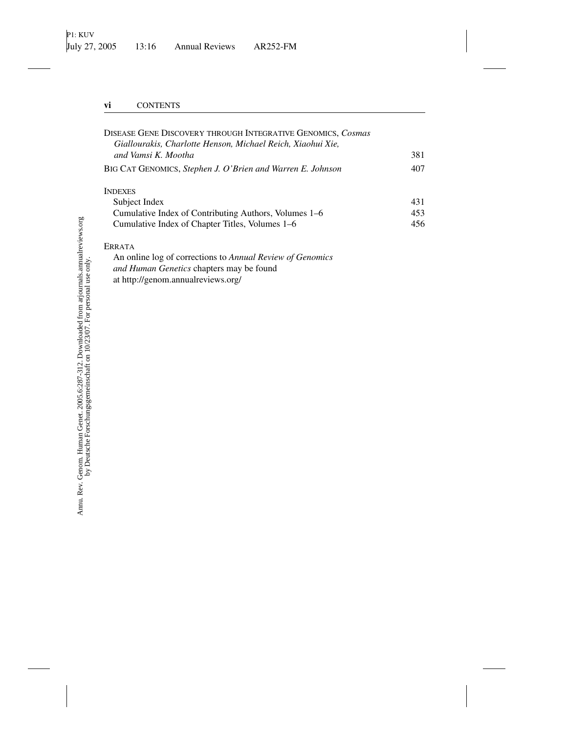Disease Gene Discovery through Integrative Genomics, *Cosmas Giallourakis, Charlotte Henson, Michael Reich, Xiaohui Xie, and Vamsi K. Mootha* 381

Big Cat Genomics, *Stephen J. O'Brien and Warren E. Johnson* 407

## Indexes

Subject Index 431

Cumulative Index of Contributing Authors, Volumes 1–6 453

Cumulative Index of Chapter Titles, Volumes 1–6 456

## Errata

An online log of corrections to *Annual Review of Genomics and Human Genetics* chapters may be found at http://genom.annualreviews.org/